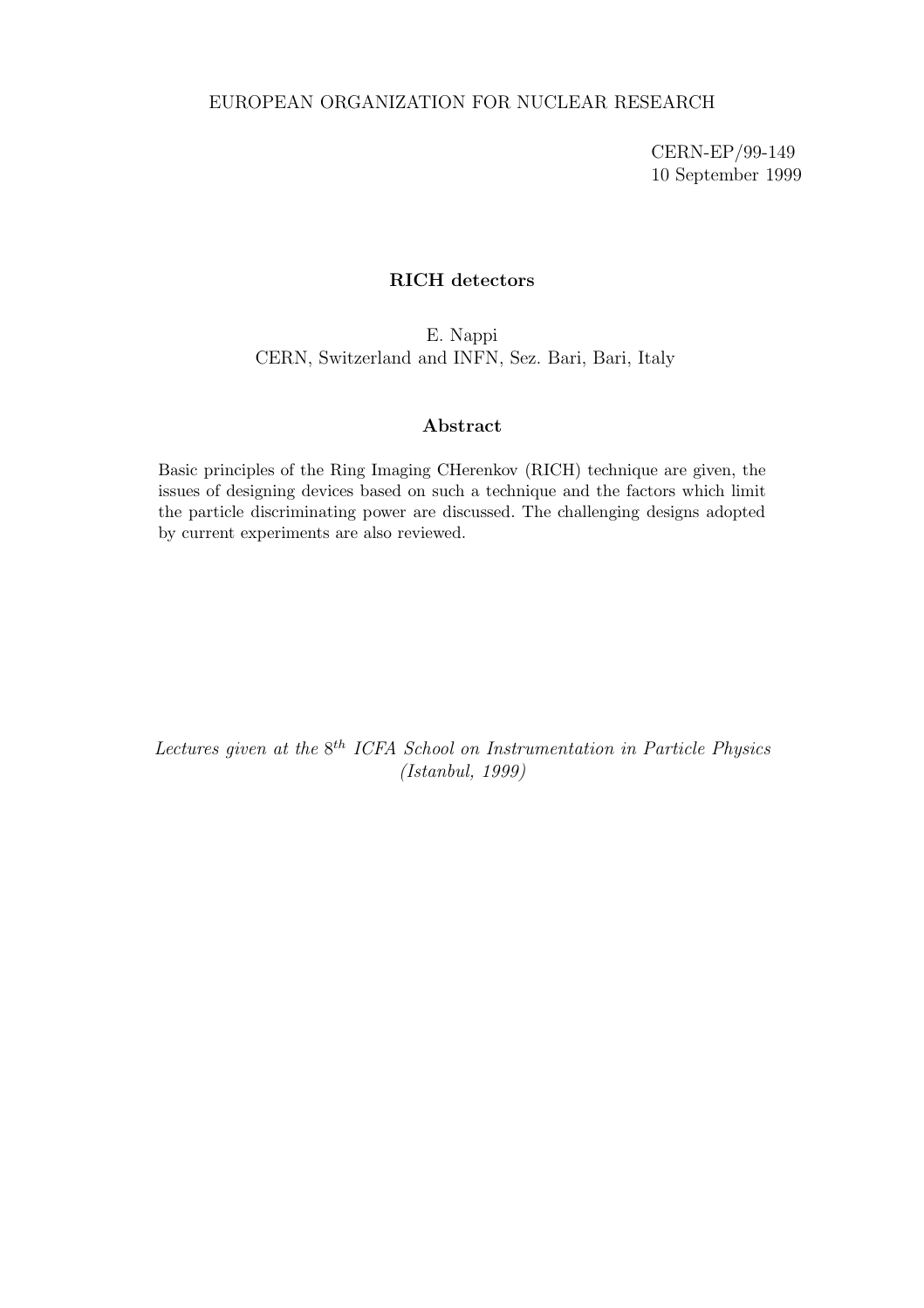EUROPEAN ORGANIZATION FOR NUCLEAR RESEARCH

CERN-EP/99-149
10 September 1999

# RICH detectors

E. Nappi
CERN, Switzerland and INFN, Sez. Bari, Bari, Italy

## Abstract

Basic principles of the Ring Imaging CHerenkov (RICH) technique are given, the issues of designing devices based on such a technique and the factors which limit the particle discriminating power are discussed. The challenging designs adopted by current experiments are also reviewed.

*Lectures given at the $8^{th}$ ICFA School on Instrumentation in Particle Physics (Istanbul, 1999)*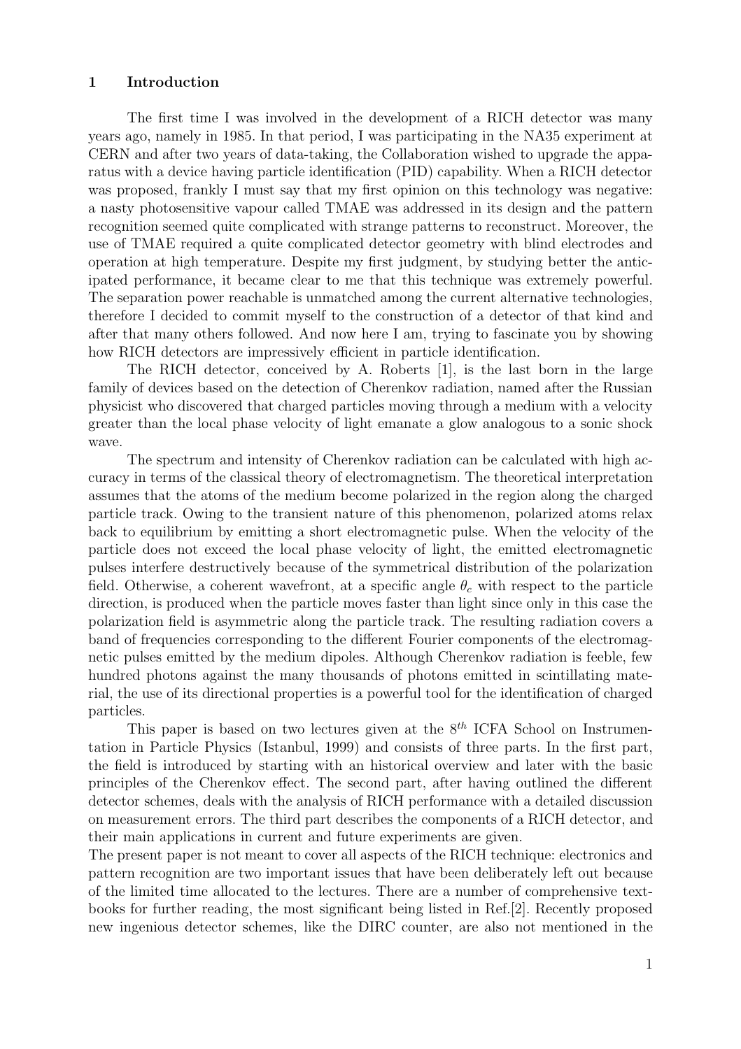## 1 Introduction

The first time I was involved in the development of a RICH detector was many years ago, namely in 1985. In that period, I was participating in the NA35 experiment at CERN and after two years of data-taking, the Collaboration wished to upgrade the apparatus with a device having particle identification (PID) capability. When a RICH detector was proposed, frankly I must say that my first opinion on this technology was negative: a nasty photosensitive vapour called TMAE was addressed in its design and the pattern recognition seemed quite complicated with strange patterns to reconstruct. Moreover, the use of TMAE required a quite complicated detector geometry with blind electrodes and operation at high temperature. Despite my first judgment, by studying better the anticipated performance, it became clear to me that this technique was extremely powerful. The separation power reachable is unmatched among the current alternative technologies, therefore I decided to commit myself to the construction of a detector of that kind and after that many others followed. And now here I am, trying to fascinate you by showing how RICH detectors are impressively efficient in particle identification.

The RICH detector, conceived by A. Roberts [1], is the last born in the large family of devices based on the detection of Cherenkov radiation, named after the Russian physicist who discovered that charged particles moving through a medium with a velocity greater than the local phase velocity of light emanate a glow analogous to a sonic shock wave.

The spectrum and intensity of Cherenkov radiation can be calculated with high accuracy in terms of the classical theory of electromagnetism. The theoretical interpretation assumes that the atoms of the medium become polarized in the region along the charged particle track. Owing to the transient nature of this phenomenon, polarized atoms relax back to equilibrium by emitting a short electromagnetic pulse. When the velocity of the particle does not exceed the local phase velocity of light, the emitted electromagnetic pulses interfere destructively because of the symmetrical distribution of the polarization field. Otherwise, a coherent wavefront, at a specific angle $\theta_c$ with respect to the particle direction, is produced when the particle moves faster than light since only in this case the polarization field is asymmetric along the particle track. The resulting radiation covers a band of frequencies corresponding to the different Fourier components of the electromagnetic pulses emitted by the medium dipoles. Although Cherenkov radiation is feeble, few hundred photons against the many thousands of photons emitted in scintillating material, the use of its directional properties is a powerful tool for the identification of charged particles.

This paper is based on two lectures given at the $8^{th}$ ICFA School on Instrumentation in Particle Physics (Istanbul, 1999) and consists of three parts. In the first part, the field is introduced by starting with an historical overview and later with the basic principles of the Cherenkov effect. The second part, after having outlined the different detector schemes, deals with the analysis of RICH performance with a detailed discussion on measurement errors. The third part describes the components of a RICH detector, and their main applications in current and future experiments are given.

The present paper is not meant to cover all aspects of the RICH technique: electronics and pattern recognition are two important issues that have been deliberately left out because of the limited time allocated to the lectures. There are a number of comprehensive textbooks for further reading, the most significant being listed in Ref.[2]. Recently proposed new ingenious detector schemes, like the DIRC counter, are also not mentioned in the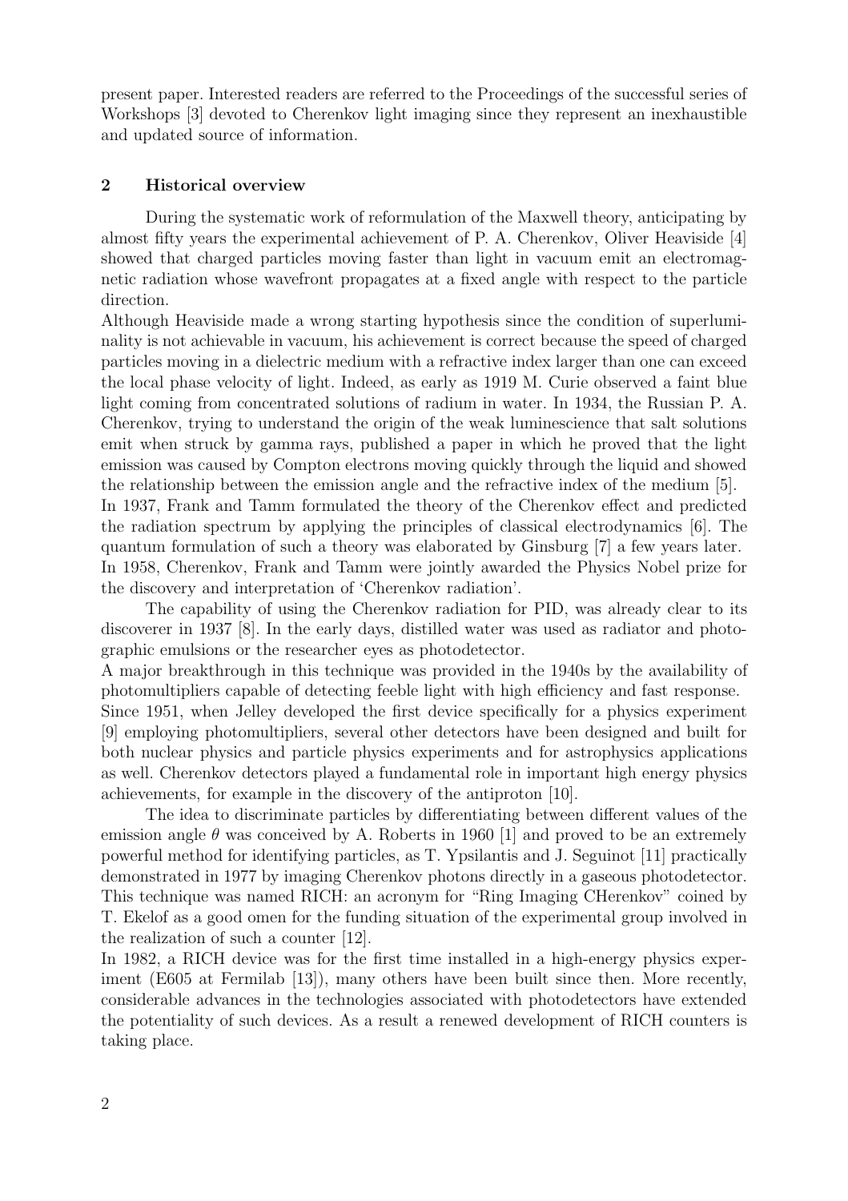present paper. Interested readers are referred to the Proceedings of the successful series of Workshops [3] devoted to Cherenkov light imaging since they represent an inexhaustible and updated source of information.

## 2 Historical overview

During the systematic work of reformulation of the Maxwell theory, anticipating by almost fifty years the experimental achievement of P. A. Cherenkov, Oliver Heaviside [4] showed that charged particles moving faster than light in vacuum emit an electromagnetic radiation whose wavefront propagates at a fixed angle with respect to the particle direction.

Although Heaviside made a wrong starting hypothesis since the condition of superluminality is not achievable in vacuum, his achievement is correct because the speed of charged particles moving in a dielectric medium with a refractive index larger than one can exceed the local phase velocity of light. Indeed, as early as 1919 M. Curie observed a faint blue light coming from concentrated solutions of radium in water. In 1934, the Russian P. A. Cherenkov, trying to understand the origin of the weak luminescience that salt solutions emit when struck by gamma rays, published a paper in which he proved that the light emission was caused by Compton electrons moving quickly through the liquid and showed the relationship between the emission angle and the refractive index of the medium [5].

In 1937, Frank and Tamm formulated the theory of the Cherenkov effect and predicted the radiation spectrum by applying the principles of classical electrodynamics [6]. The quantum formulation of such a theory was elaborated by Ginsburg [7] a few years later.

In 1958, Cherenkov, Frank and Tamm were jointly awarded the Physics Nobel prize for the discovery and interpretation of 'Cherenkov radiation'.

The capability of using the Cherenkov radiation for PID, was already clear to its discoverer in 1937 [8]. In the early days, distilled water was used as radiator and photographic emulsions or the researcher eyes as photodetector.

A major breakthrough in this technique was provided in the 1940s by the availability of photomultipliers capable of detecting feeble light with high efficiency and fast response.

Since 1951, when Jelley developed the first device specifically for a physics experiment [9] employing photomultipliers, several other detectors have been designed and built for both nuclear physics and particle physics experiments and for astrophysics applications as well. Cherenkov detectors played a fundamental role in important high energy physics achievements, for example in the discovery of the antiproton [10].

The idea to discriminate particles by differentiating between different values of the emission angle $\theta$ was conceived by A. Roberts in 1960 [1] and proved to be an extremely powerful method for identifying particles, as T. Ypsilantis and J. Seguinot [11] practically demonstrated in 1977 by imaging Cherenkov photons directly in a gaseous photodetector. This technique was named RICH: an acronym for "Ring Imaging CHerenkov" coined by T. Ekelof as a good omen for the funding situation of the experimental group involved in the realization of such a counter [12].

In 1982, a RICH device was for the first time installed in a high-energy physics experiment (E605 at Fermilab [13]), many others have been built since then. More recently, considerable advances in the technologies associated with photodetectors have extended the potentiality of such devices. As a result a renewed development of RICH counters is taking place.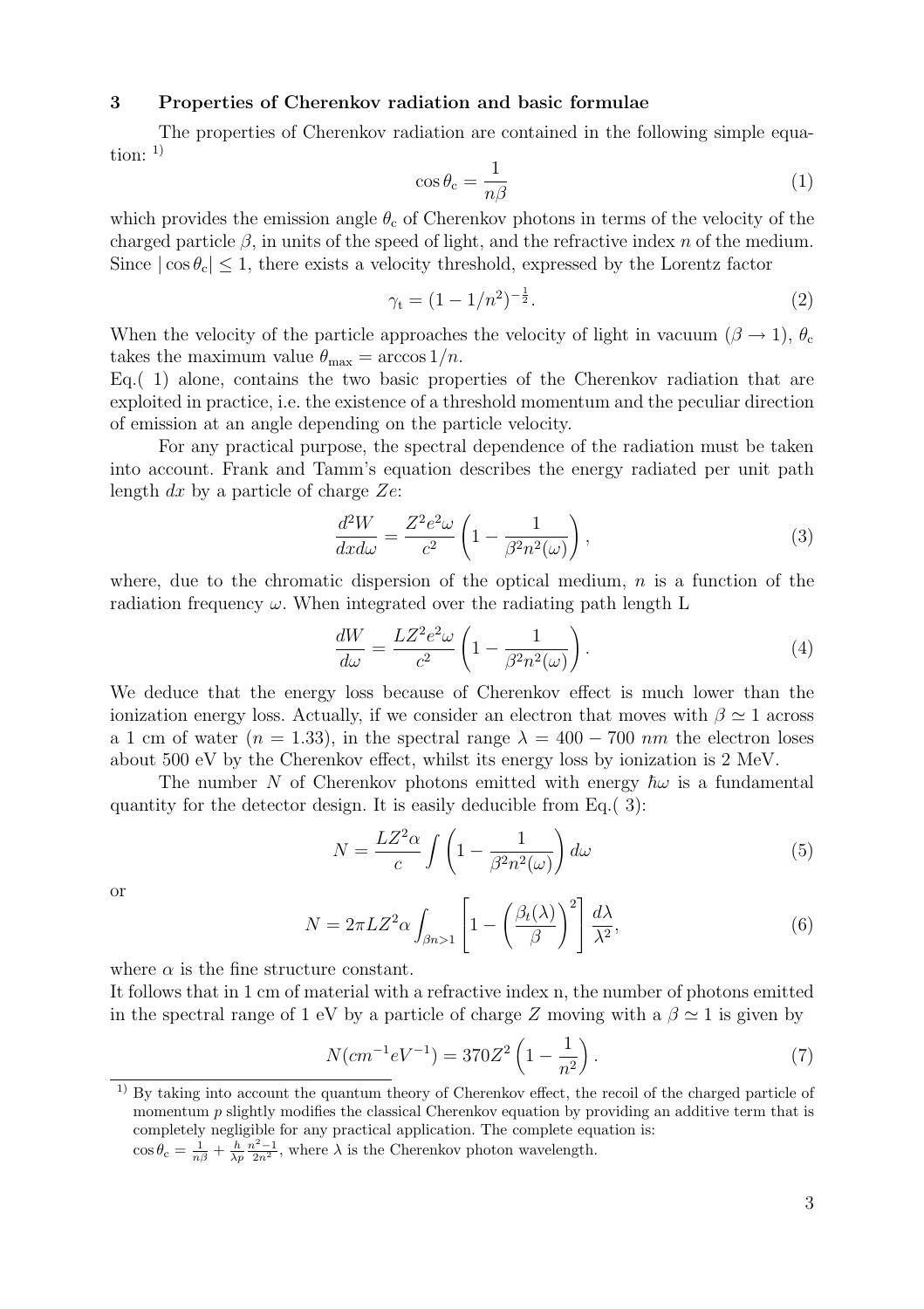## 3 Properties of Cherenkov radiation and basic formulae

The properties of Cherenkov radiation are contained in the following simple equation: [1)]

$$\cos\theta_c = \frac{1}{n\beta} \tag{1}$$

which provides the emission angle $\theta_c$ of Cherenkov photons in terms of the velocity of the charged particle $\beta$, in units of the speed of light, and the refractive index $n$ of the medium. Since $|\cos\theta_c| \leq 1$, there exists a velocity threshold, expressed by the Lorentz factor

$$\gamma_t = (1 - 1/n^2)^{-\frac{1}{2}}. \tag{2}$$

When the velocity of the particle approaches the velocity of light in vacuum ($\beta \to 1$), $\theta_c$ takes the maximum value $\theta_{max} = \arccos 1/n$.

Eq.( 1) alone, contains the two basic properties of the Cherenkov radiation that are exploited in practice, i.e. the existence of a threshold momentum and the peculiar direction of emission at an angle depending on the particle velocity.

For any practical purpose, the spectral dependence of the radiation must be taken into account. Frank and Tamm's equation describes the energy radiated per unit path length $dx$ by a particle of charge $Ze$:

$$\frac{d^2W}{dxd\omega} = \frac{Z^2e^2\omega}{c^2}\left(1 - \frac{1}{\beta^2 n^2(\omega)}\right), \tag{3}$$

where, due to the chromatic dispersion of the optical medium, $n$ is a function of the radiation frequency $\omega$. When integrated over the radiating path length L

$$\frac{dW}{d\omega} = \frac{LZ^2e^2\omega}{c^2}\left(1 - \frac{1}{\beta^2 n^2(\omega)}\right). \tag{4}$$

We deduce that the energy loss because of Cherenkov effect is much lower than the ionization energy loss. Actually, if we consider an electron that moves with $\beta \simeq 1$ across a 1 cm of water ($n = 1.33$), in the spectral range $\lambda = 400 - 700$ $nm$ the electron loses about 500 eV by the Cherenkov effect, whilst its energy loss by ionization is 2 MeV.

The number $N$ of Cherenkov photons emitted with energy $\hbar\omega$ is a fundamental quantity for the detector design. It is easily deducible from Eq.( 3):

$$N = \frac{LZ^2\alpha}{c}\int\left(1 - \frac{1}{\beta^2 n^2(\omega)}\right)d\omega \tag{5}$$

or

$$N = 2\pi LZ^2\alpha \int_{\beta n > 1}\left[1 - \left(\frac{\beta_t(\lambda)}{\beta}\right)^2\right]\frac{d\lambda}{\lambda^2}, \tag{6}$$

where $\alpha$ is the fine structure constant.

It follows that in 1 cm of material with a refractive index n, the number of photons emitted in the spectral range of 1 eV by a particle of charge $Z$ moving with a $\beta \simeq 1$ is given by

$$N(cm^{-1}eV^{-1}) = 370Z^2\left(1 - \frac{1}{n^2}\right). \tag{7}$$

---

[1)] By taking into account the quantum theory of Cherenkov effect, the recoil of the charged particle of momentum $p$ slightly modifies the classical Cherenkov equation by providing an additive term that is completely negligible for any practical application. The complete equation is: $\cos\theta_c = \frac{1}{n\beta} + \frac{h}{\lambda p}\frac{n^2-1}{2n^2}$, where $\lambda$ is the Cherenkov photon wavelength.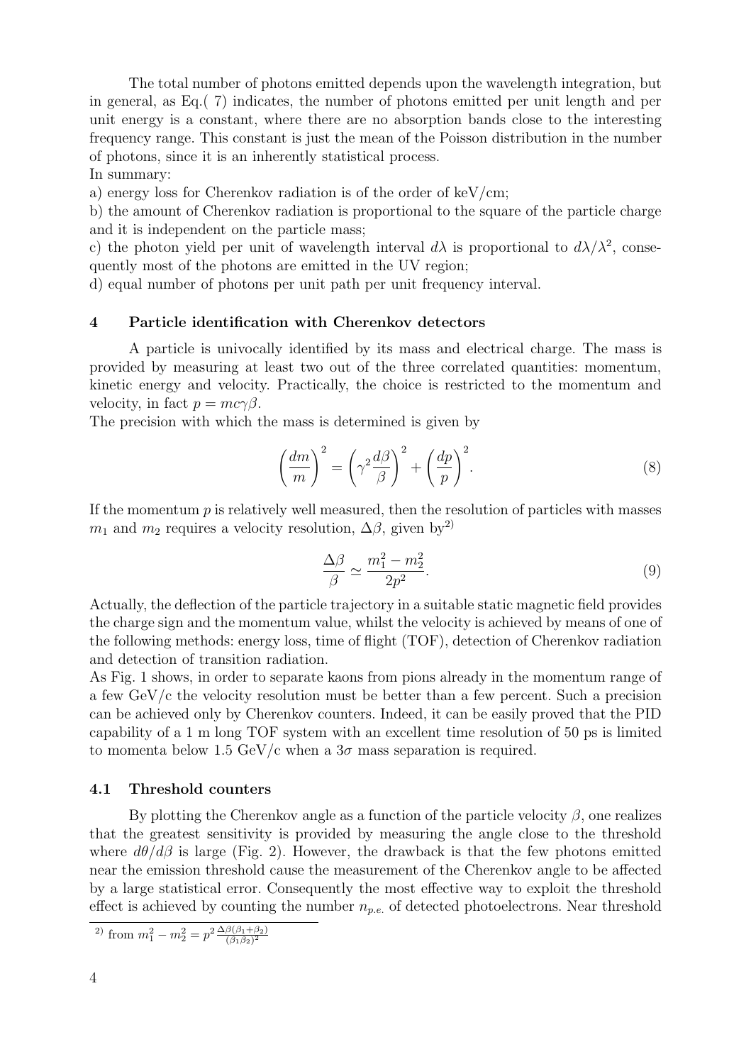The total number of photons emitted depends upon the wavelength integration, but in general, as Eq.( 7) indicates, the number of photons emitted per unit length and per unit energy is a constant, where there are no absorption bands close to the interesting frequency range. This constant is just the mean of the Poisson distribution in the number of photons, since it is an inherently statistical process.

In summary:

a) energy loss for Cherenkov radiation is of the order of keV/cm;

b) the amount of Cherenkov radiation is proportional to the square of the particle charge and it is independent on the particle mass;

c) the photon yield per unit of wavelength interval $d\lambda$ is proportional to $d\lambda/\lambda^2$, consequently most of the photons are emitted in the UV region;

d) equal number of photons per unit path per unit frequency interval.

## 4 Particle identification with Cherenkov detectors

A particle is univocally identified by its mass and electrical charge. The mass is provided by measuring at least two out of the three correlated quantities: momentum, kinetic energy and velocity. Practically, the choice is restricted to the momentum and velocity, in fact $p = mc\gamma\beta$.

The precision with which the mass is determined is given by

$$\left(\frac{dm}{m}\right)^2 = \left(\gamma^2 \frac{d\beta}{\beta}\right)^2 + \left(\frac{dp}{p}\right)^2. \tag{8}$$

If the momentum $p$ is relatively well measured, then the resolution of particles with masses $m_1$ and $m_2$ requires a velocity resolution, $\Delta\beta$, given by[2)]

$$\frac{\Delta\beta}{\beta} \simeq \frac{m_1^2 - m_2^2}{2p^2}. \tag{9}$$

Actually, the deflection of the particle trajectory in a suitable static magnetic field provides the charge sign and the momentum value, whilst the velocity is achieved by means of one of the following methods: energy loss, time of flight (TOF), detection of Cherenkov radiation and detection of transition radiation.

As Fig. 1 shows, in order to separate kaons from pions already in the momentum range of a few GeV/c the velocity resolution must be better than a few percent. Such a precision can be achieved only by Cherenkov counters. Indeed, it can be easily proved that the PID capability of a 1 m long TOF system with an excellent time resolution of 50 ps is limited to momenta below 1.5 GeV/c when a $3\sigma$ mass separation is required.

### 4.1 Threshold counters

By plotting the Cherenkov angle as a function of the particle velocity $\beta$, one realizes that the greatest sensitivity is provided by measuring the angle close to the threshold where $d\theta/d\beta$ is large (Fig. 2). However, the drawback is that the few photons emitted near the emission threshold cause the measurement of the Cherenkov angle to be affected by a large statistical error. Consequently the most effective way to exploit the threshold effect is achieved by counting the number $n_{p.e.}$ of detected photoelectrons. Near threshold

[2)] from $m_1^2 - m_2^2 = p^2 \frac{\Delta\beta(\beta_1+\beta_2)}{(\beta_1\beta_2)^2}$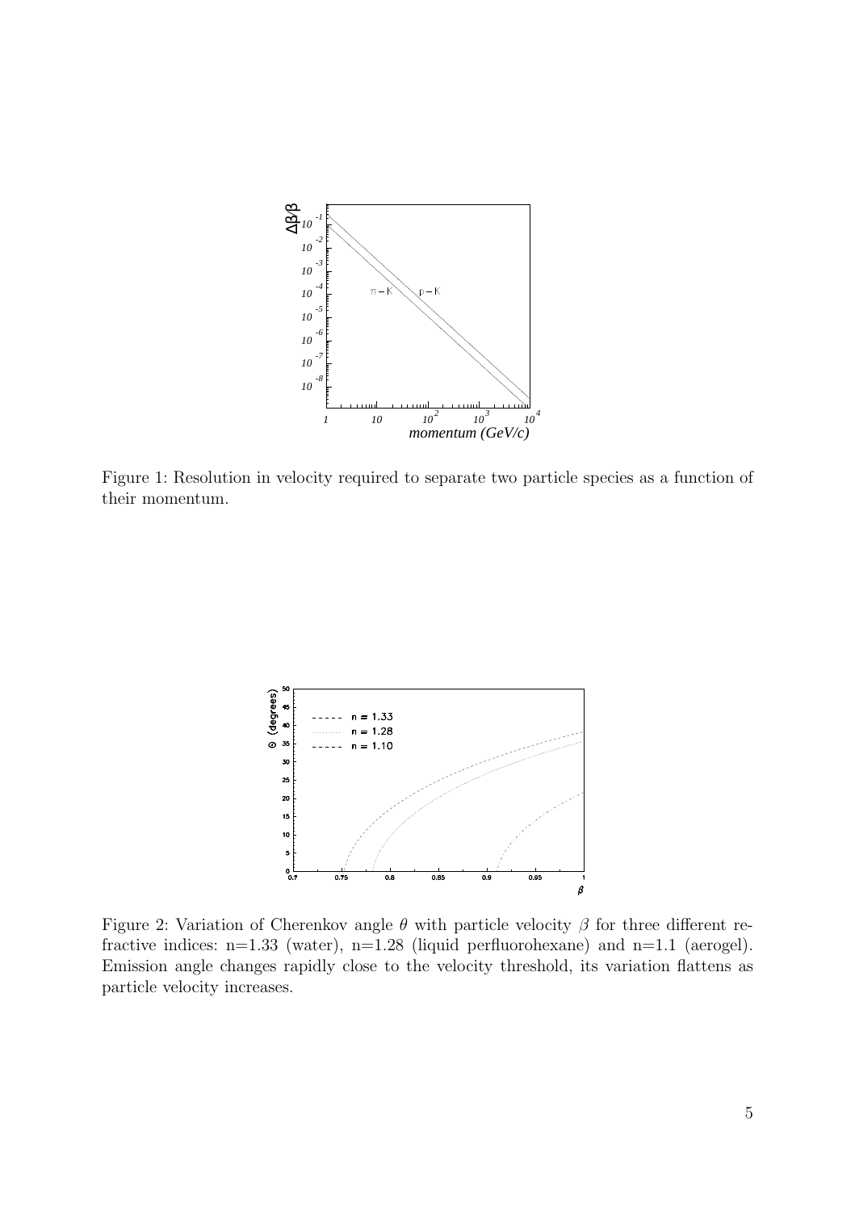Figure 1: Resolution in velocity required to separate two particle species as a function of their momentum.

Figure 2: Variation of Cherenkov angle $\theta$ with particle velocity $\beta$ for three different refractive indices: n=1.33 (water), n=1.28 (liquid perfluorohexane) and n=1.1 (aerogel). Emission angle changes rapidly close to the velocity threshold, its variation flattens as particle velocity increases.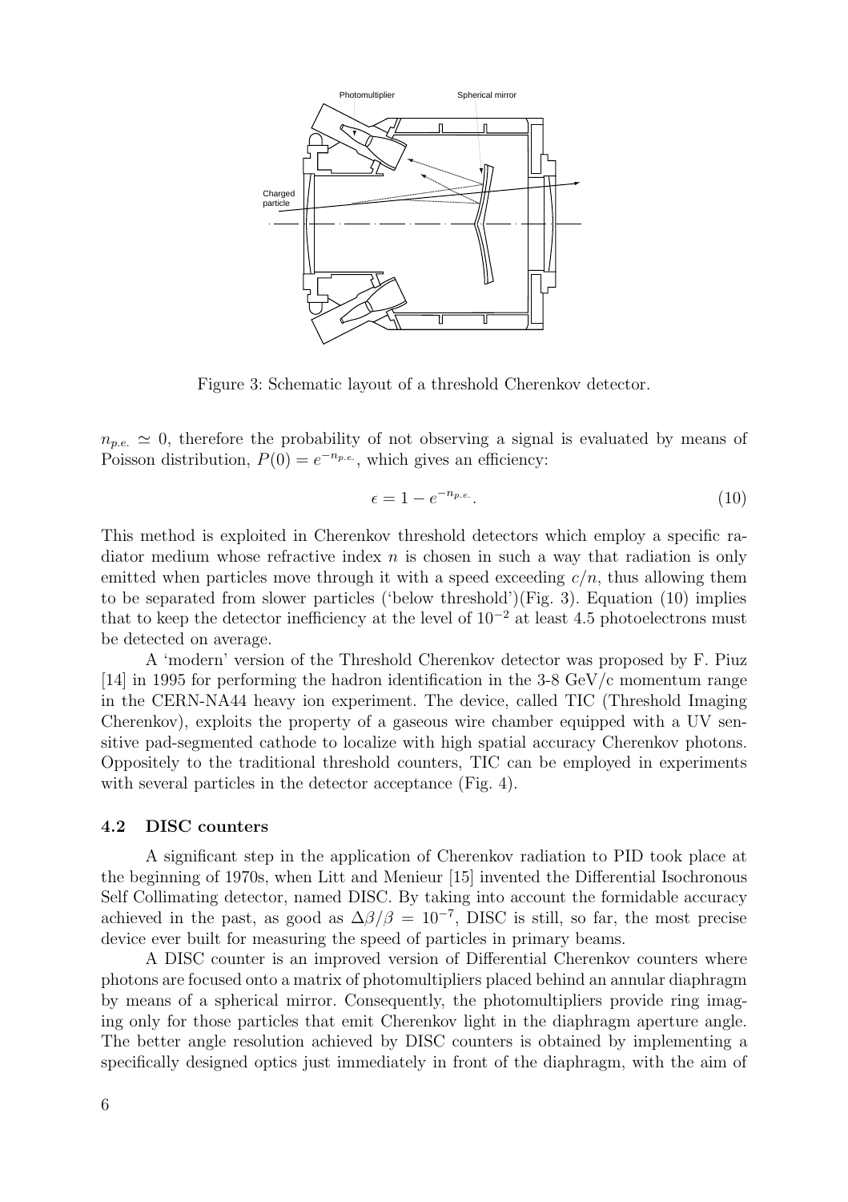Figure 3: Schematic layout of a threshold Cherenkov detector.

$n_{p.e.} \simeq 0$, therefore the probability of not observing a signal is evaluated by means of Poisson distribution, $P(0) = e^{-n_{p.e.}}$, which gives an efficiency:

$$\epsilon = 1 - e^{-n_{p.e.}}. \tag{10}$$

This method is exploited in Cherenkov threshold detectors which employ a specific radiator medium whose refractive index $n$ is chosen in such a way that radiation is only emitted when particles move through it with a speed exceeding $c/n$, thus allowing them to be separated from slower particles ('below threshold')(Fig. 3). Equation (10) implies that to keep the detector inefficiency at the level of $10^{-2}$ at least 4.5 photoelectrons must be detected on average.

A 'modern' version of the Threshold Cherenkov detector was proposed by F. Piuz [14] in 1995 for performing the hadron identification in the 3-8 GeV/c momentum range in the CERN-NA44 heavy ion experiment. The device, called TIC (Threshold Imaging Cherenkov), exploits the property of a gaseous wire chamber equipped with a UV sensitive pad-segmented cathode to localize with high spatial accuracy Cherenkov photons. Oppositely to the traditional threshold counters, TIC can be employed in experiments with several particles in the detector acceptance (Fig. 4).

### 4.2 DISC counters

A significant step in the application of Cherenkov radiation to PID took place at the beginning of 1970s, when Litt and Menieur [15] invented the Differential Isochronous Self Collimating detector, named DISC. By taking into account the formidable accuracy achieved in the past, as good as $\Delta\beta/\beta = 10^{-7}$, DISC is still, so far, the most precise device ever built for measuring the speed of particles in primary beams.

A DISC counter is an improved version of Differential Cherenkov counters where photons are focused onto a matrix of photomultipliers placed behind an annular diaphragm by means of a spherical mirror. Consequently, the photomultipliers provide ring imaging only for those particles that emit Cherenkov light in the diaphragm aperture angle. The better angle resolution achieved by DISC counters is obtained by implementing a specifically designed optics just immediately in front of the diaphragm, with the aim of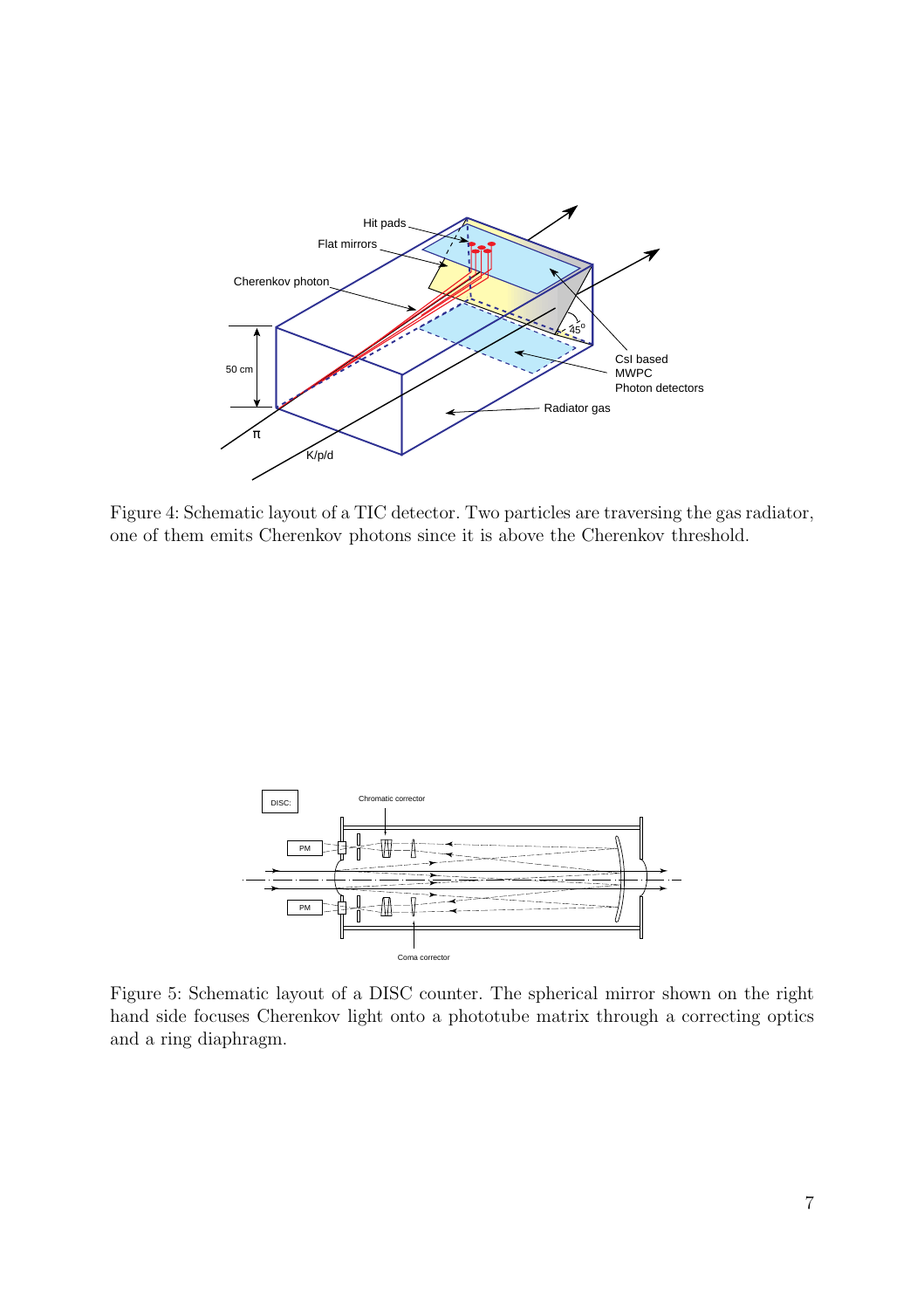Figure 4: Schematic layout of a TIC detector. Two particles are traversing the gas radiator, one of them emits Cherenkov photons since it is above the Cherenkov threshold.

Figure 5: Schematic layout of a DISC counter. The spherical mirror shown on the right hand side focuses Cherenkov light onto a phototube matrix through a correcting optics and a ring diaphragm.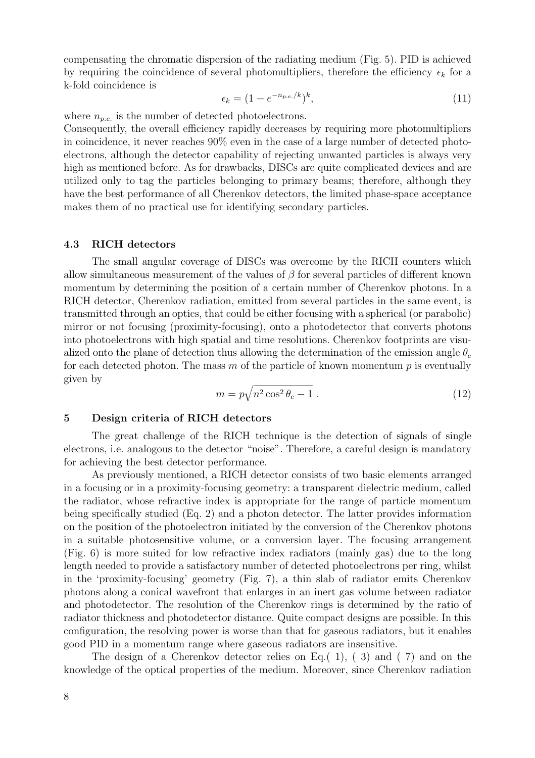compensating the chromatic dispersion of the radiating medium (Fig. 5). PID is achieved by requiring the coincidence of several photomultipliers, therefore the efficiency $\epsilon_k$ for a k-fold coincidence is

$$\epsilon_k = (1 - e^{-n_{p.e.}/k})^k, \tag{11}$$

where $n_{p.e.}$ is the number of detected photoelectrons.

Consequently, the overall efficiency rapidly decreases by requiring more photomultipliers in coincidence, it never reaches 90% even in the case of a large number of detected photoelectrons, although the detector capability of rejecting unwanted particles is always very high as mentioned before. As for drawbacks, DISCs are quite complicated devices and are utilized only to tag the particles belonging to primary beams; therefore, although they have the best performance of all Cherenkov detectors, the limited phase-space acceptance makes them of no practical use for identifying secondary particles.

### 4.3 RICH detectors

The small angular coverage of DISCs was overcome by the RICH counters which allow simultaneous measurement of the values of $\beta$ for several particles of different known momentum by determining the position of a certain number of Cherenkov photons. In a RICH detector, Cherenkov radiation, emitted from several particles in the same event, is transmitted through an optics, that could be either focusing with a spherical (or parabolic) mirror or not focusing (proximity-focusing), onto a photodetector that converts photons into photoelectrons with high spatial and time resolutions. Cherenkov footprints are visualized onto the plane of detection thus allowing the determination of the emission angle $\theta_c$ for each detected photon. The mass $m$ of the particle of known momentum $p$ is eventually given by

$$m = p\sqrt{n^2 \cos^2 \theta_c - 1}\ . \tag{12}$$

## 5 Design criteria of RICH detectors

The great challenge of the RICH technique is the detection of signals of single electrons, i.e. analogous to the detector "noise". Therefore, a careful design is mandatory for achieving the best detector performance.

As previously mentioned, a RICH detector consists of two basic elements arranged in a focusing or in a proximity-focusing geometry: a transparent dielectric medium, called the radiator, whose refractive index is appropriate for the range of particle momentum being specifically studied (Eq. 2) and a photon detector. The latter provides information on the position of the photoelectron initiated by the conversion of the Cherenkov photons in a suitable photosensitive volume, or a conversion layer. The focusing arrangement (Fig. 6) is more suited for low refractive index radiators (mainly gas) due to the long length needed to provide a satisfactory number of detected photoelectrons per ring, whilst in the 'proximity-focusing' geometry (Fig. 7), a thin slab of radiator emits Cherenkov photons along a conical wavefront that enlarges in an inert gas volume between radiator and photodetector. The resolution of the Cherenkov rings is determined by the ratio of radiator thickness and photodetector distance. Quite compact designs are possible. In this configuration, the resolving power is worse than that for gaseous radiators, but it enables good PID in a momentum range where gaseous radiators are insensitive.

The design of a Cherenkov detector relies on Eq.( 1), ( 3) and ( 7) and on the knowledge of the optical properties of the medium. Moreover, since Cherenkov radiation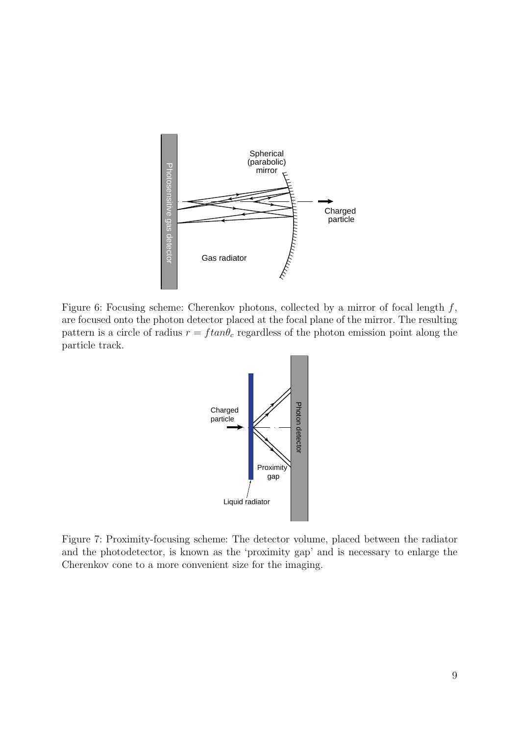Figure 6: Focusing scheme: Cherenkov photons, collected by a mirror of focal length $f$, are focused onto the photon detector placed at the focal plane of the mirror. The resulting pattern is a circle of radius $r = f tan\theta_c$ regardless of the photon emission point along the particle track.

Figure 7: Proximity-focusing scheme: The detector volume, placed between the radiator and the photodetector, is known as the 'proximity gap' and is necessary to enlarge the Cherenkov cone to a more convenient size for the imaging.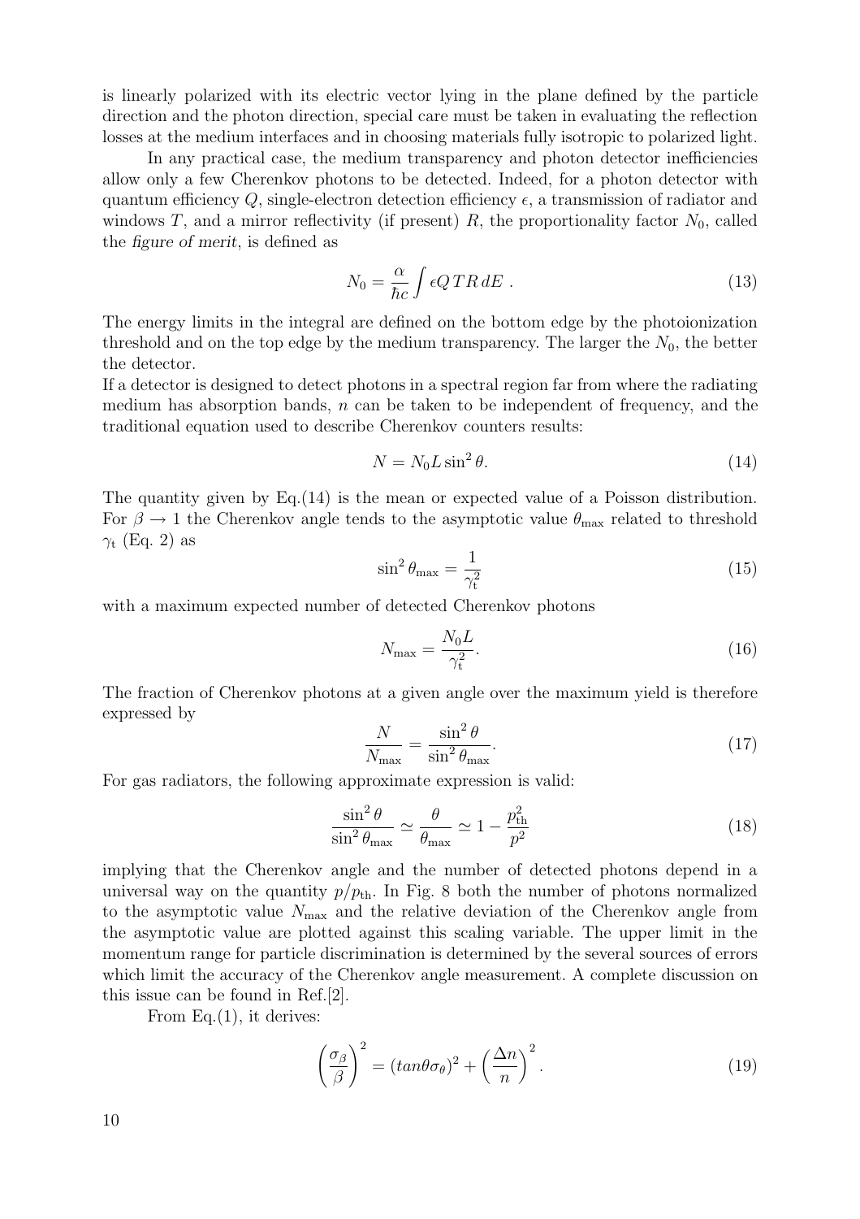is linearly polarized with its electric vector lying in the plane defined by the particle direction and the photon direction, special care must be taken in evaluating the reflection losses at the medium interfaces and in choosing materials fully isotropic to polarized light.

In any practical case, the medium transparency and photon detector inefficiencies allow only a few Cherenkov photons to be detected. Indeed, for a photon detector with quantum efficiency $Q$, single-electron detection efficiency $\epsilon$, a transmission of radiator and windows $T$, and a mirror reflectivity (if present) $R$, the proportionality factor $N_0$, called the *figure of merit*, is defined as

$$N_0 = \frac{\alpha}{\hbar c} \int \epsilon Q \, T R \, dE \; . \tag{13}$$

The energy limits in the integral are defined on the bottom edge by the photoionization threshold and on the top edge by the medium transparency. The larger the $N_0$, the better the detector.

If a detector is designed to detect photons in a spectral region far from where the radiating medium has absorption bands, $n$ can be taken to be independent of frequency, and the traditional equation used to describe Cherenkov counters results:

$$N = N_0 L \sin^2 \theta. \tag{14}$$

The quantity given by Eq.(14) is the mean or expected value of a Poisson distribution. For $\beta \to 1$ the Cherenkov angle tends to the asymptotic value $\theta_{\max}$ related to threshold $\gamma_{\rm t}$ (Eq. 2) as

$$\sin^2 \theta_{\max} = \frac{1}{\gamma_{\rm t}^2} \tag{15}$$

with a maximum expected number of detected Cherenkov photons

$$N_{\max} = \frac{N_0 L}{\gamma_{\rm t}^2}. \tag{16}$$

The fraction of Cherenkov photons at a given angle over the maximum yield is therefore expressed by

$$\frac{N}{N_{\max}} = \frac{\sin^2 \theta}{\sin^2 \theta_{\max}}. \tag{17}$$

For gas radiators, the following approximate expression is valid:

$$\frac{\sin^2 \theta}{\sin^2 \theta_{\max}} \simeq \frac{\theta}{\theta_{\max}} \simeq 1 - \frac{p_{\rm th}^2}{p^2} \tag{18}$$

implying that the Cherenkov angle and the number of detected photons depend in a universal way on the quantity $p/p_{\rm th}$. In Fig. 8 both the number of photons normalized to the asymptotic value $N_{\max}$ and the relative deviation of the Cherenkov angle from the asymptotic value are plotted against this scaling variable. The upper limit in the momentum range for particle discrimination is determined by the several sources of errors which limit the accuracy of the Cherenkov angle measurement. A complete discussion on this issue can be found in Ref.[2].

From Eq.(1), it derives:

$$\left(\frac{\sigma_\beta}{\beta}\right)^2 = (tan\theta\sigma_\theta)^2 + \left(\frac{\Delta n}{n}\right)^2. \tag{19}$$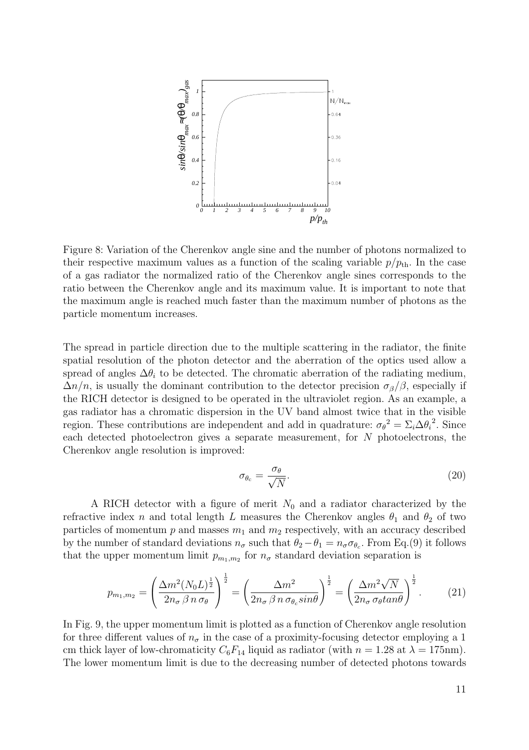Figure 8: Variation of the Cherenkov angle sine and the number of photons normalized to their respective maximum values as a function of the scaling variable $p/p_{\rm th}$. In the case of a gas radiator the normalized ratio of the Cherenkov angle sines corresponds to the ratio between the Cherenkov angle and its maximum value. It is important to note that the maximum angle is reached much faster than the maximum number of photons as the particle momentum increases.

The spread in particle direction due to the multiple scattering in the radiator, the finite spatial resolution of the photon detector and the aberration of the optics used allow a spread of angles $\Delta\theta_i$ to be detected. The chromatic aberration of the radiating medium, $\Delta n/n$, is usually the dominant contribution to the detector precision $\sigma_\beta/\beta$, especially if the RICH detector is designed to be operated in the ultraviolet region. As an example, a gas radiator has a chromatic dispersion in the UV band almost twice that in the visible region. These contributions are independent and add in quadrature: ${\sigma_\theta}^2 = \Sigma_i {\Delta\theta_i}^2$. Since each detected photoelectron gives a separate measurement, for $N$ photoelectrons, the Cherenkov angle resolution is improved:

$$\sigma_{\theta_c} = \frac{\sigma_\theta}{\sqrt{N}}. \tag{20}$$

A RICH detector with a figure of merit $N_0$ and a radiator characterized by the refractive index $n$ and total length $L$ measures the Cherenkov angles $\theta_1$ and $\theta_2$ of two particles of momentum $p$ and masses $m_1$ and $m_2$ respectively, with an accuracy described by the number of standard deviations $n_\sigma$ such that $\theta_2 - \theta_1 = n_\sigma \sigma_{\theta_c}$. From Eq.(9) it follows that the upper momentum limit $p_{m_1,m_2}$ for $n_\sigma$ standard deviation separation is

$$p_{m_1,m_2} = \left( \frac{\Delta m^2 (N_0 L)^{\frac{1}{2}}}{2 n_\sigma \,\beta\, n\, \sigma_\theta} \right)^{\frac{1}{2}} = \left( \frac{\Delta m^2}{2 n_\sigma \,\beta\, n\, \sigma_{\theta_c} sin\theta} \right)^{\frac{1}{2}} = \left( \frac{\Delta m^2 \sqrt{N}}{2 n_\sigma \,\sigma_\theta tan\theta} \right)^{\frac{1}{2}}. \tag{21}$$

In Fig. 9, the upper momentum limit is plotted as a function of Cherenkov angle resolution for three different values of $n_\sigma$ in the case of a proximity-focusing detector employing a 1 cm thick layer of low-chromaticity $C_6F_{14}$ liquid as radiator (with $n = 1.28$ at $\lambda = 175$nm). The lower momentum limit is due to the decreasing number of detected photons towards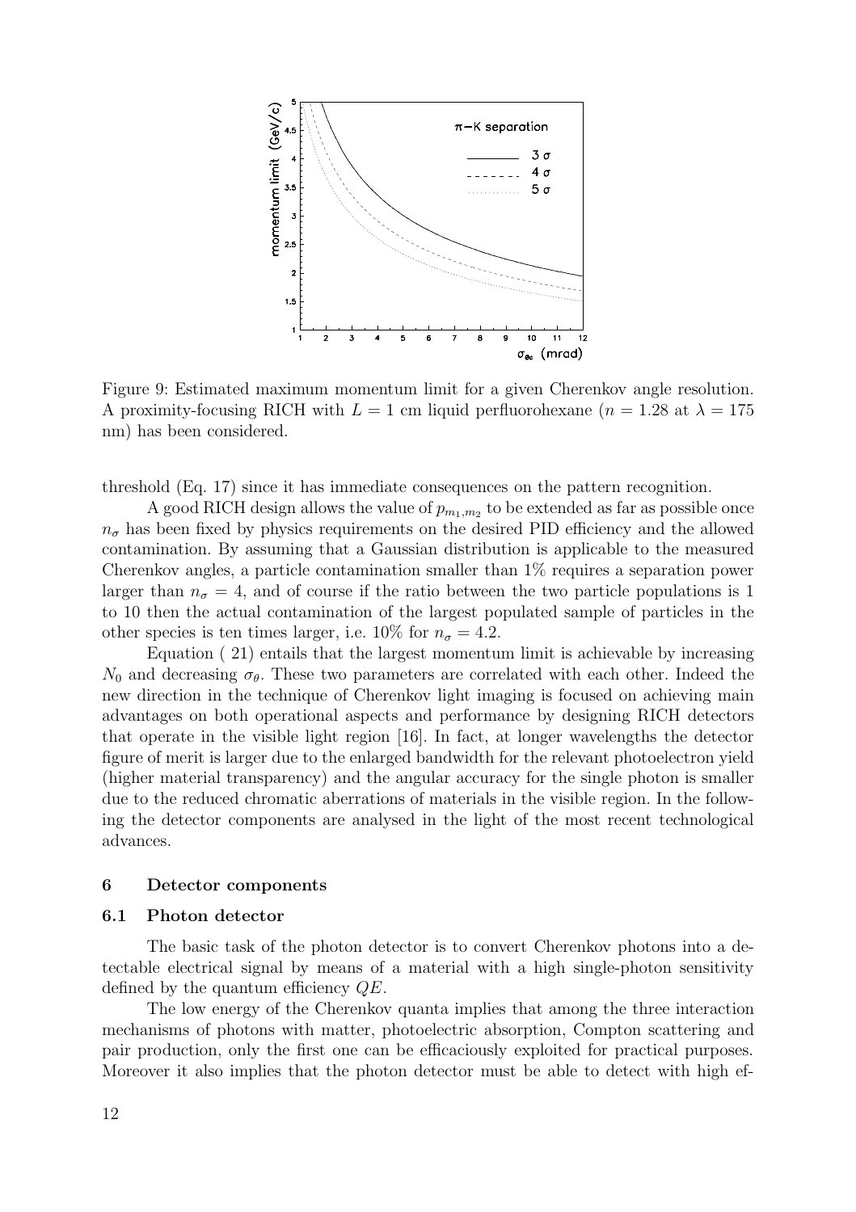Figure 9: Estimated maximum momentum limit for a given Cherenkov angle resolution. A proximity-focusing RICH with $L = 1$ cm liquid perfluorohexane ($n = 1.28$ at $\lambda = 175$ nm) has been considered.

threshold (Eq. 17) since it has immediate consequences on the pattern recognition.

A good RICH design allows the value of $p_{m_1,m_2}$ to be extended as far as possible once $n_\sigma$ has been fixed by physics requirements on the desired PID efficiency and the allowed contamination. By assuming that a Gaussian distribution is applicable to the measured Cherenkov angles, a particle contamination smaller than 1% requires a separation power larger than $n_\sigma = 4$, and of course if the ratio between the two particle populations is 1 to 10 then the actual contamination of the largest populated sample of particles in the other species is ten times larger, i.e. 10% for $n_\sigma = 4.2$.

Equation ( 21) entails that the largest momentum limit is achievable by increasing $N_0$ and decreasing $\sigma_\theta$. These two parameters are correlated with each other. Indeed the new direction in the technique of Cherenkov light imaging is focused on achieving main advantages on both operational aspects and performance by designing RICH detectors that operate in the visible light region [16]. In fact, at longer wavelengths the detector figure of merit is larger due to the enlarged bandwidth for the relevant photoelectron yield (higher material transparency) and the angular accuracy for the single photon is smaller due to the reduced chromatic aberrations of materials in the visible region. In the following the detector components are analysed in the light of the most recent technological advances.

## 6 Detector components

### 6.1 Photon detector

The basic task of the photon detector is to convert Cherenkov photons into a detectable electrical signal by means of a material with a high single-photon sensitivity defined by the quantum efficiency $QE$.

The low energy of the Cherenkov quanta implies that among the three interaction mechanisms of photons with matter, photoelectric absorption, Compton scattering and pair production, only the first one can be efficaciously exploited for practical purposes. Moreover it also implies that the photon detector must be able to detect with high ef-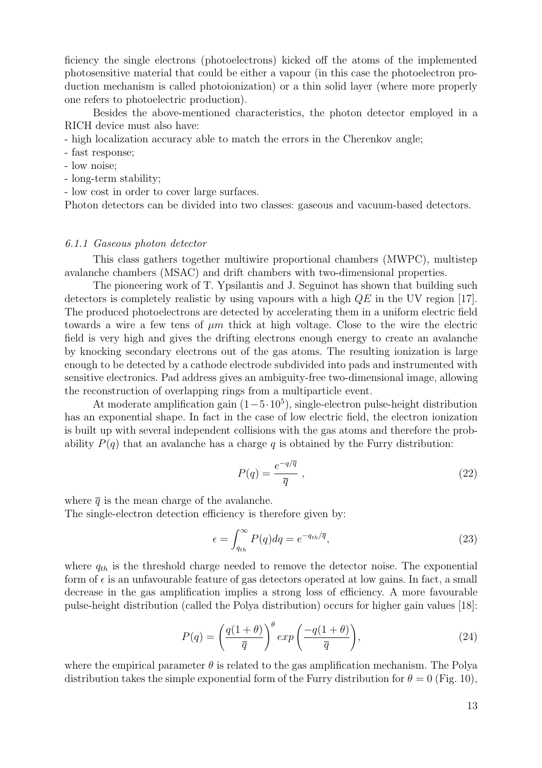ficiency the single electrons (photoelectrons) kicked off the atoms of the implemented photosensitive material that could be either a vapour (in this case the photoelectron production mechanism is called photoionization) or a thin solid layer (where more properly one refers to photoelectric production).

Besides the above-mentioned characteristics, the photon detector employed in a RICH device must also have:

- high localization accuracy able to match the errors in the Cherenkov angle;
- fast response;
- low noise;
- long-term stability;
- low cost in order to cover large surfaces.

Photon detectors can be divided into two classes: gaseous and vacuum-based detectors.

### *6.1.1 Gaseous photon detector*

This class gathers together multiwire proportional chambers (MWPC), multistep avalanche chambers (MSAC) and drift chambers with two-dimensional properties.

The pioneering work of T. Ypsilantis and J. Seguinot has shown that building such detectors is completely realistic by using vapours with a high $QE$ in the UV region [17]. The produced photoelectrons are detected by accelerating them in a uniform electric field towards a wire a few tens of $\mu m$ thick at high voltage. Close to the wire the electric field is very high and gives the drifting electrons enough energy to create an avalanche by knocking secondary electrons out of the gas atoms. The resulting ionization is large enough to be detected by a cathode electrode subdivided into pads and instrumented with sensitive electronics. Pad address gives an ambiguity-free two-dimensional image, allowing the reconstruction of overlapping rings from a multiparticle event.

At moderate amplification gain $(1-5\cdot 10^5)$, single-electron pulse-height distribution has an exponential shape. In fact in the case of low electric field, the electron ionization is built up with several independent collisions with the gas atoms and therefore the probability $P(q)$ that an avalanche has a charge $q$ is obtained by the Furry distribution:

$$P(q) = \frac{e^{-q/\overline{q}}}{\overline{q}} \ , \tag{22}$$

where $\overline{q}$ is the mean charge of the avalanche.
The single-electron detection efficiency is therefore given by:

$$\epsilon = \int_{q_{th}}^{\infty} P(q)dq = e^{-q_{th}/\overline{q}}, \tag{23}$$

where $q_{th}$ is the threshold charge needed to remove the detector noise. The exponential form of $\epsilon$ is an unfavourable feature of gas detectors operated at low gains. In fact, a small decrease in the gas amplification implies a strong loss of efficiency. A more favourable pulse-height distribution (called the Polya distribution) occurs for higher gain values [18]:

$$P(q) = \left(\frac{q(1+\theta)}{\overline{q}}\right)^{\theta} exp\left(\frac{-q(1+\theta)}{\overline{q}}\right), \tag{24}$$

where the empirical parameter $\theta$ is related to the gas amplification mechanism. The Polya distribution takes the simple exponential form of the Furry distribution for $\theta = 0$ (Fig. 10),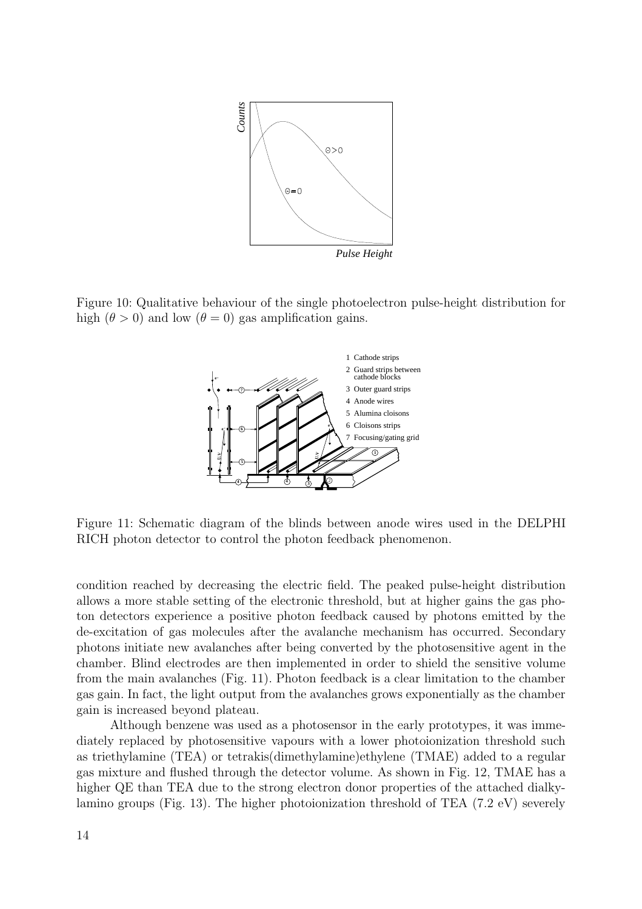Figure 10: Qualitative behaviour of the single photoelectron pulse-height distribution for high ($\theta > 0$) and low ($\theta = 0$) gas amplification gains.

Figure 11: Schematic diagram of the blinds between anode wires used in the DELPHI RICH photon detector to control the photon feedback phenomenon.

condition reached by decreasing the electric field. The peaked pulse-height distribution allows a more stable setting of the electronic threshold, but at higher gains the gas photon detectors experience a positive photon feedback caused by photons emitted by the de-excitation of gas molecules after the avalanche mechanism has occurred. Secondary photons initiate new avalanches after being converted by the photosensitive agent in the chamber. Blind electrodes are then implemented in order to shield the sensitive volume from the main avalanches (Fig. 11). Photon feedback is a clear limitation to the chamber gas gain. In fact, the light output from the avalanches grows exponentially as the chamber gain is increased beyond plateau.

Although benzene was used as a photosensor in the early prototypes, it was immediately replaced by photosensitive vapours with a lower photoionization threshold such as triethylamine (TEA) or tetrakis(dimethylamine)ethylene (TMAE) added to a regular gas mixture and flushed through the detector volume. As shown in Fig. 12, TMAE has a higher QE than TEA due to the strong electron donor properties of the attached dialkylamino groups (Fig. 13). The higher photoionization threshold of TEA (7.2 eV) severely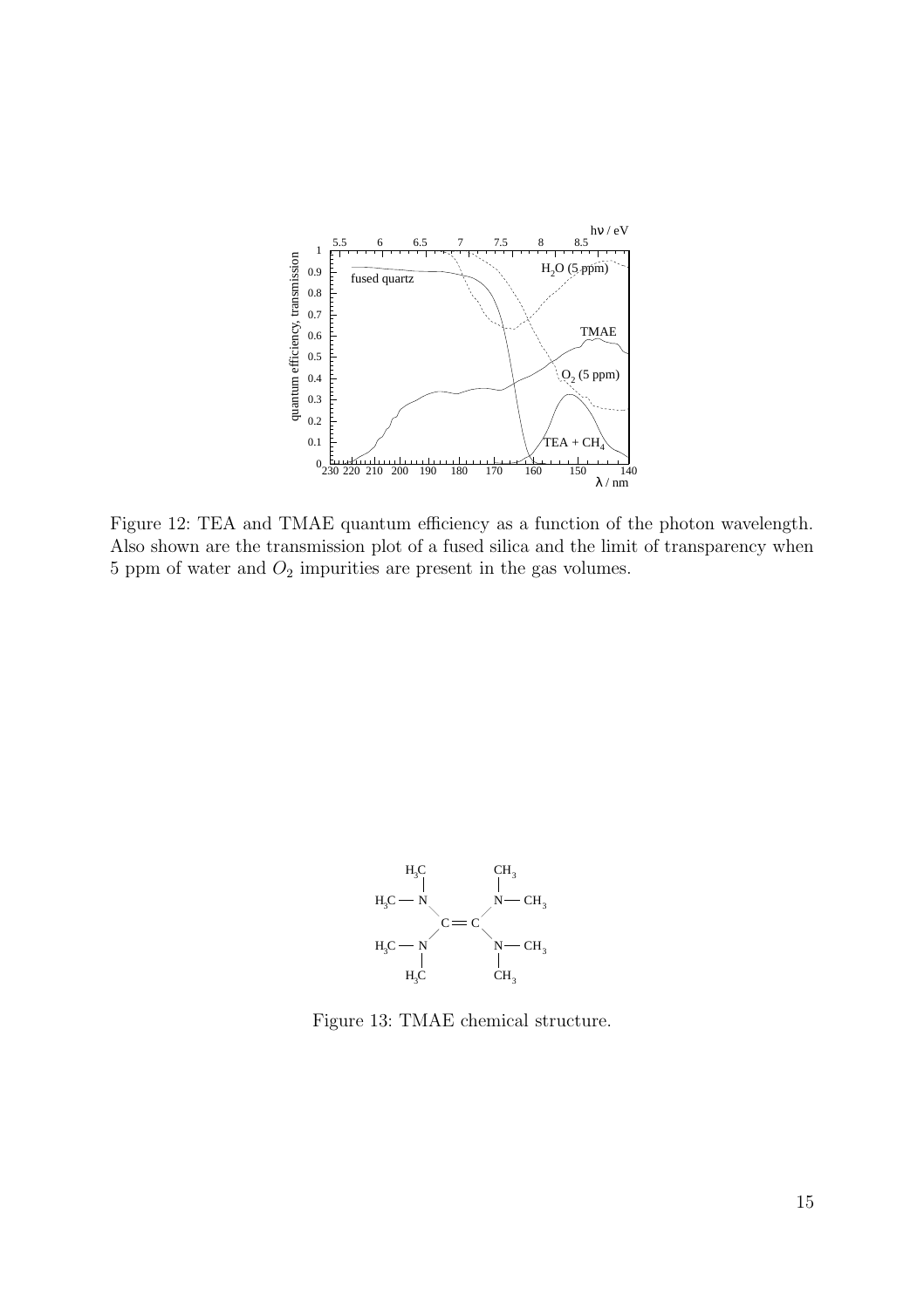Figure 12: TEA and TMAE quantum efficiency as a function of the photon wavelength. Also shown are the transmission plot of a fused silica and the limit of transparency when 5 ppm of water and $O_2$ impurities are present in the gas volumes.

Figure 13: TMAE chemical structure.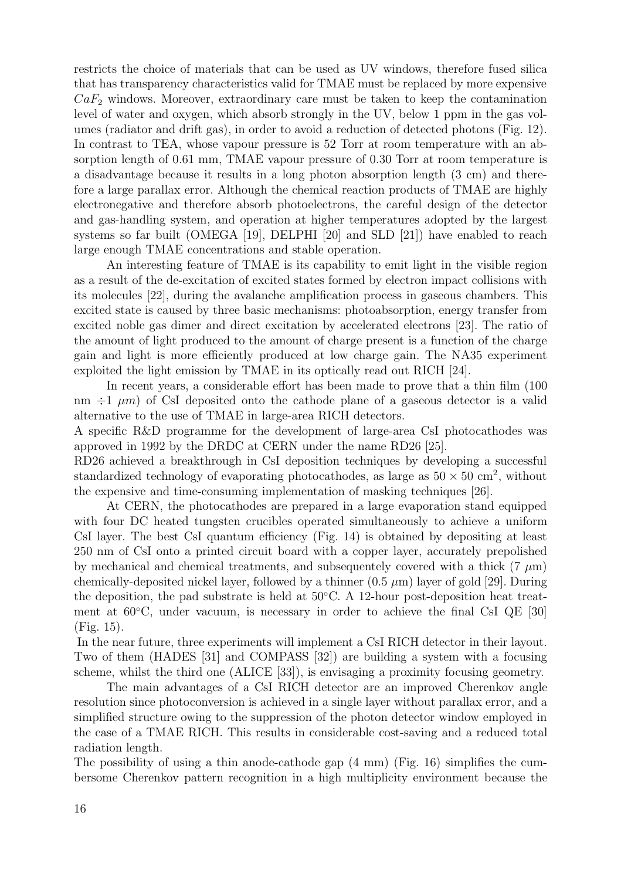restricts the choice of materials that can be used as UV windows, therefore fused silica that has transparency characteristics valid for TMAE must be replaced by more expensive $CaF_2$ windows. Moreover, extraordinary care must be taken to keep the contamination level of water and oxygen, which absorb strongly in the UV, below 1 ppm in the gas volumes (radiator and drift gas), in order to avoid a reduction of detected photons (Fig. 12). In contrast to TEA, whose vapour pressure is 52 Torr at room temperature with an absorption length of 0.61 mm, TMAE vapour pressure of 0.30 Torr at room temperature is a disadvantage because it results in a long photon absorption length (3 cm) and therefore a large parallax error. Although the chemical reaction products of TMAE are highly electronegative and therefore absorb photoelectrons, the careful design of the detector and gas-handling system, and operation at higher temperatures adopted by the largest systems so far built (OMEGA [19], DELPHI [20] and SLD [21]) have enabled to reach large enough TMAE concentrations and stable operation.

An interesting feature of TMAE is its capability to emit light in the visible region as a result of the de-excitation of excited states formed by electron impact collisions with its molecules [22], during the avalanche amplification process in gaseous chambers. This excited state is caused by three basic mechanisms: photoabsorption, energy transfer from excited noble gas dimer and direct excitation by accelerated electrons [23]. The ratio of the amount of light produced to the amount of charge present is a function of the charge gain and light is more efficiently produced at low charge gain. The NA35 experiment exploited the light emission by TMAE in its optically read out RICH [24].

In recent years, a considerable effort has been made to prove that a thin film (100 nm $\div 1$ $\mu m$) of CsI deposited onto the cathode plane of a gaseous detector is a valid alternative to the use of TMAE in large-area RICH detectors.

A specific R&D programme for the development of large-area CsI photocathodes was approved in 1992 by the DRDC at CERN under the name RD26 [25].

RD26 achieved a breakthrough in CsI deposition techniques by developing a successful standardized technology of evaporating photocathodes, as large as $50 \times 50$ cm$^2$, without the expensive and time-consuming implementation of masking techniques [26].

At CERN, the photocathodes are prepared in a large evaporation stand equipped with four DC heated tungsten crucibles operated simultaneously to achieve a uniform CsI layer. The best CsI quantum efficiency (Fig. 14) is obtained by depositing at least 250 nm of CsI onto a printed circuit board with a copper layer, accurately prepolished by mechanical and chemical treatments, and subsequentely covered with a thick (7 $\mu$m) chemically-deposited nickel layer, followed by a thinner (0.5 $\mu$m) layer of gold [29]. During the deposition, the pad substrate is held at 50°C. A 12-hour post-deposition heat treatment at 60°C, under vacuum, is necessary in order to achieve the final CsI QE [30] (Fig. 15).

In the near future, three experiments will implement a CsI RICH detector in their layout. Two of them (HADES [31] and COMPASS [32]) are building a system with a focusing scheme, whilst the third one (ALICE [33]), is envisaging a proximity focusing geometry.

The main advantages of a CsI RICH detector are an improved Cherenkov angle resolution since photoconversion is achieved in a single layer without parallax error, and a simplified structure owing to the suppression of the photon detector window employed in the case of a TMAE RICH. This results in considerable cost-saving and a reduced total radiation length.

The possibility of using a thin anode-cathode gap (4 mm) (Fig. 16) simplifies the cumbersome Cherenkov pattern recognition in a high multiplicity environment because the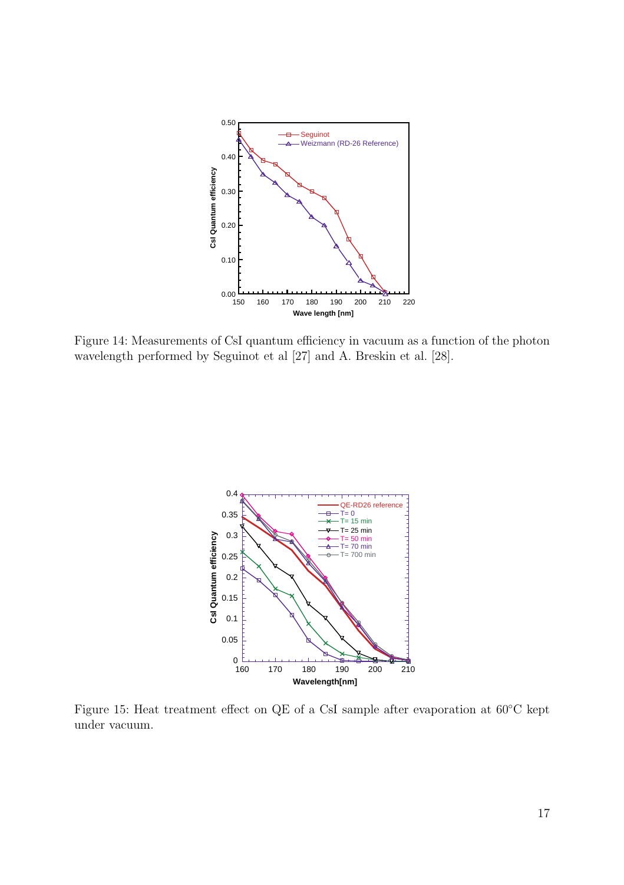Figure 14: Measurements of CsI quantum efficiency in vacuum as a function of the photon wavelength performed by Seguinot et al [27] and A. Breskin et al. [28].

Figure 15: Heat treatment effect on QE of a CsI sample after evaporation at 60°C kept under vacuum.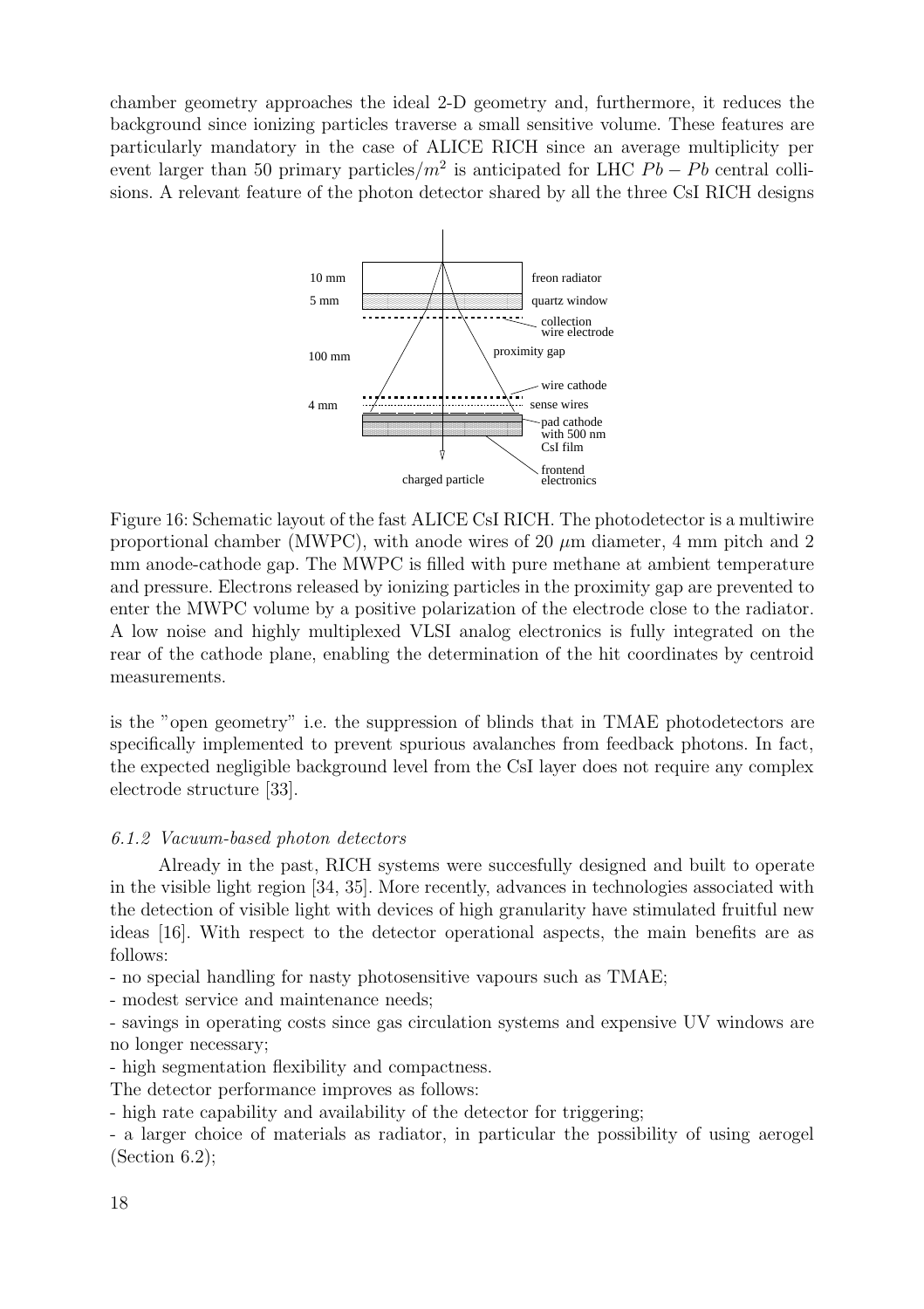chamber geometry approaches the ideal 2-D geometry and, furthermore, it reduces the background since ionizing particles traverse a small sensitive volume. These features are particularly mandatory in the case of ALICE RICH since an average multiplicity per event larger than 50 primary particles/$m^2$ is anticipated for LHC $Pb-Pb$ central collisions. A relevant feature of the photon detector shared by all the three CsI RICH designs

Figure 16: Schematic layout of the fast ALICE CsI RICH. The photodetector is a multiwire proportional chamber (MWPC), with anode wires of 20 $\mu$m diameter, 4 mm pitch and 2 mm anode-cathode gap. The MWPC is filled with pure methane at ambient temperature and pressure. Electrons released by ionizing particles in the proximity gap are prevented to enter the MWPC volume by a positive polarization of the electrode close to the radiator. A low noise and highly multiplexed VLSI analog electronics is fully integrated on the rear of the cathode plane, enabling the determination of the hit coordinates by centroid measurements.

is the "open geometry" i.e. the suppression of blinds that in TMAE photodetectors are specifically implemented to prevent spurious avalanches from feedback photons. In fact, the expected negligible background level from the CsI layer does not require any complex electrode structure [33].

### *6.1.2 Vacuum-based photon detectors*

Already in the past, RICH systems were succesfully designed and built to operate in the visible light region [34, 35]. More recently, advances in technologies associated with the detection of visible light with devices of high granularity have stimulated fruitful new ideas [16]. With respect to the detector operational aspects, the main benefits are as follows:

- no special handling for nasty photosensitive vapours such as TMAE;
- modest service and maintenance needs;
- savings in operating costs since gas circulation systems and expensive UV windows are no longer necessary;
- high segmentation flexibility and compactness.

The detector performance improves as follows:

- high rate capability and availability of the detector for triggering;
- a larger choice of materials as radiator, in particular the possibility of using aerogel (Section 6.2);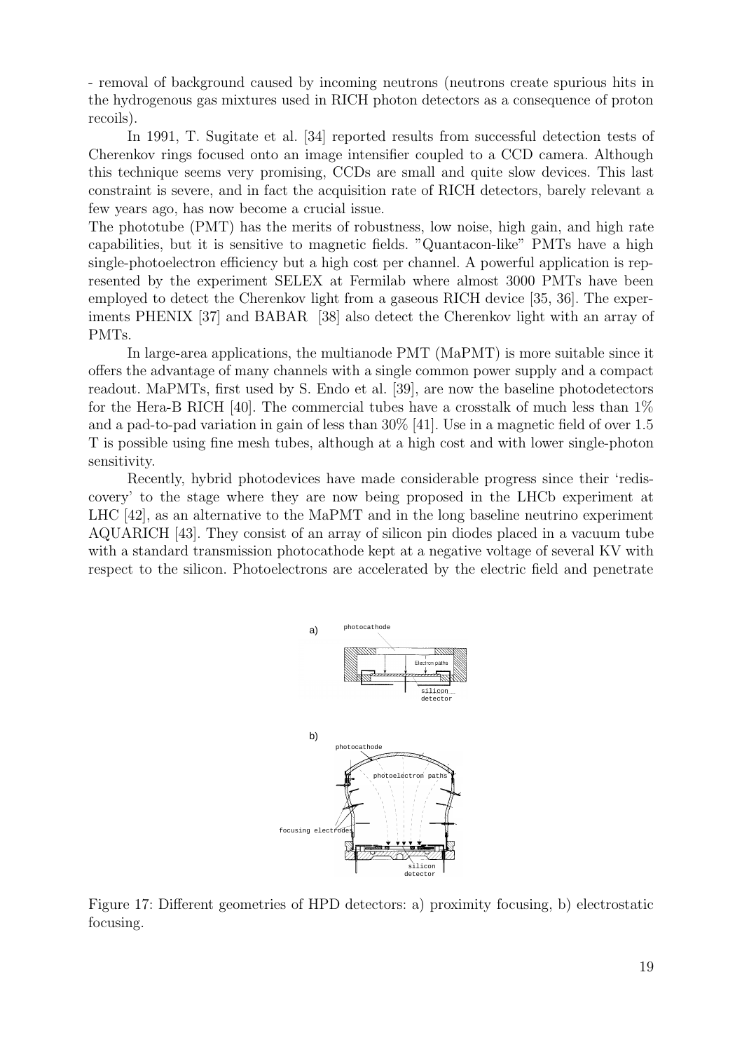- removal of background caused by incoming neutrons (neutrons create spurious hits in the hydrogenous gas mixtures used in RICH photon detectors as a consequence of proton recoils).

In 1991, T. Sugitate et al. [34] reported results from successful detection tests of Cherenkov rings focused onto an image intensifier coupled to a CCD camera. Although this technique seems very promising, CCDs are small and quite slow devices. This last constraint is severe, and in fact the acquisition rate of RICH detectors, barely relevant a few years ago, has now become a crucial issue.

The phototube (PMT) has the merits of robustness, low noise, high gain, and high rate capabilities, but it is sensitive to magnetic fields. "Quantacon-like" PMTs have a high single-photoelectron efficiency but a high cost per channel. A powerful application is represented by the experiment SELEX at Fermilab where almost 3000 PMTs have been employed to detect the Cherenkov light from a gaseous RICH device [35, 36]. The experiments PHENIX [37] and BABAR [38] also detect the Cherenkov light with an array of PMTs.

In large-area applications, the multianode PMT (MaPMT) is more suitable since it offers the advantage of many channels with a single common power supply and a compact readout. MaPMTs, first used by S. Endo et al. [39], are now the baseline photodetectors for the Hera-B RICH [40]. The commercial tubes have a crosstalk of much less than 1% and a pad-to-pad variation in gain of less than 30% [41]. Use in a magnetic field of over 1.5 T is possible using fine mesh tubes, although at a high cost and with lower single-photon sensitivity.

Recently, hybrid photodevices have made considerable progress since their 'rediscovery' to the stage where they are now being proposed in the LHCb experiment at LHC [42], as an alternative to the MaPMT and in the long baseline neutrino experiment AQUARICH [43]. They consist of an array of silicon pin diodes placed in a vacuum tube with a standard transmission photocathode kept at a negative voltage of several KV with respect to the silicon. Photoelectrons are accelerated by the electric field and penetrate

Figure 17: Different geometries of HPD detectors: a) proximity focusing, b) electrostatic focusing.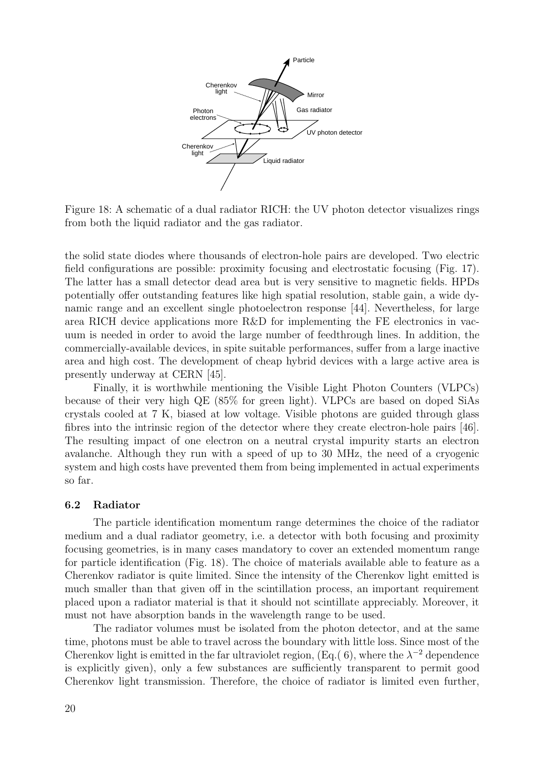Figure 18: A schematic of a dual radiator RICH: the UV photon detector visualizes rings from both the liquid radiator and the gas radiator.

the solid state diodes where thousands of electron-hole pairs are developed. Two electric field configurations are possible: proximity focusing and electrostatic focusing (Fig. 17). The latter has a small detector dead area but is very sensitive to magnetic fields. HPDs potentially offer outstanding features like high spatial resolution, stable gain, a wide dynamic range and an excellent single photoelectron response [44]. Nevertheless, for large area RICH device applications more R&D for implementing the FE electronics in vacuum is needed in order to avoid the large number of feedthrough lines. In addition, the commercially-available devices, in spite suitable performances, suffer from a large inactive area and high cost. The development of cheap hybrid devices with a large active area is presently underway at CERN [45].

Finally, it is worthwhile mentioning the Visible Light Photon Counters (VLPCs) because of their very high QE (85% for green light). VLPCs are based on doped SiAs crystals cooled at 7 K, biased at low voltage. Visible photons are guided through glass fibres into the intrinsic region of the detector where they create electron-hole pairs [46]. The resulting impact of one electron on a neutral crystal impurity starts an electron avalanche. Although they run with a speed of up to 30 MHz, the need of a cryogenic system and high costs have prevented them from being implemented in actual experiments so far.

### 6.2 Radiator

The particle identification momentum range determines the choice of the radiator medium and a dual radiator geometry, i.e. a detector with both focusing and proximity focusing geometries, is in many cases mandatory to cover an extended momentum range for particle identification (Fig. 18). The choice of materials available able to feature as a Cherenkov radiator is quite limited. Since the intensity of the Cherenkov light emitted is much smaller than that given off in the scintillation process, an important requirement placed upon a radiator material is that it should not scintillate appreciably. Moreover, it must not have absorption bands in the wavelength range to be used.

The radiator volumes must be isolated from the photon detector, and at the same time, photons must be able to travel across the boundary with little loss. Since most of the Cherenkov light is emitted in the far ultraviolet region, (Eq.( 6), where the $\lambda^{-2}$ dependence is explicitly given), only a few substances are sufficiently transparent to permit good Cherenkov light transmission. Therefore, the choice of radiator is limited even further,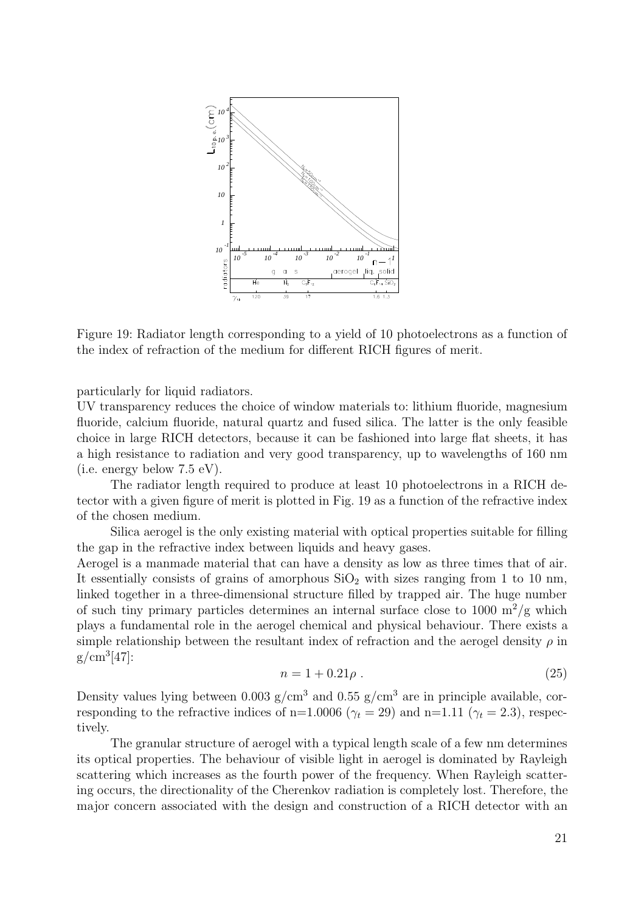Figure 19: Radiator length corresponding to a yield of 10 photoelectrons as a function of the index of refraction of the medium for different RICH figures of merit.

particularly for liquid radiators.

UV transparency reduces the choice of window materials to: lithium fluoride, magnesium fluoride, calcium fluoride, natural quartz and fused silica. The latter is the only feasible choice in large RICH detectors, because it can be fashioned into large flat sheets, it has a high resistance to radiation and very good transparency, up to wavelengths of 160 nm (i.e. energy below 7.5 eV).

The radiator length required to produce at least 10 photoelectrons in a RICH detector with a given figure of merit is plotted in Fig. 19 as a function of the refractive index of the chosen medium.

Silica aerogel is the only existing material with optical properties suitable for filling the gap in the refractive index between liquids and heavy gases.

Aerogel is a manmade material that can have a density as low as three times that of air. It essentially consists of grains of amorphous $SiO_2$ with sizes ranging from 1 to 10 nm, linked together in a three-dimensional structure filled by trapped air. The huge number of such tiny primary particles determines an internal surface close to 1000 $m^2/g$ which plays a fundamental role in the aerogel chemical and physical behaviour. There exists a simple relationship between the resultant index of refraction and the aerogel density $\rho$ in $g/cm^3$[47]:

$$n = 1 + 0.21\rho \; . \tag{25}$$

Density values lying between 0.003 $g/cm^3$ and 0.55 $g/cm^3$ are in principle available, corresponding to the refractive indices of n=1.0006 ($\gamma_t = 29$) and n=1.11 ($\gamma_t = 2.3$), respectively.

The granular structure of aerogel with a typical length scale of a few nm determines its optical properties. The behaviour of visible light in aerogel is dominated by Rayleigh scattering which increases as the fourth power of the frequency. When Rayleigh scattering occurs, the directionality of the Cherenkov radiation is completely lost. Therefore, the major concern associated with the design and construction of a RICH detector with an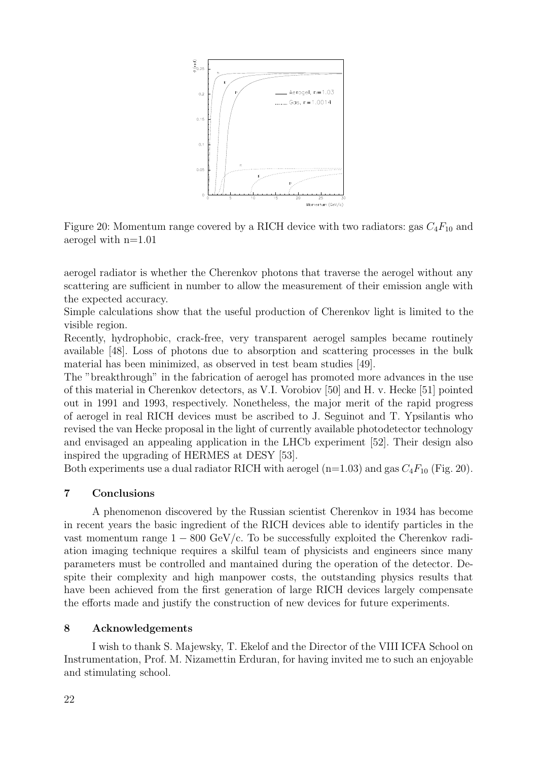Figure 20: Momentum range covered by a RICH device with two radiators: gas $C_4F_{10}$ and aerogel with n=1.01

aerogel radiator is whether the Cherenkov photons that traverse the aerogel without any scattering are sufficient in number to allow the measurement of their emission angle with the expected accuracy.

Simple calculations show that the useful production of Cherenkov light is limited to the visible region.

Recently, hydrophobic, crack-free, very transparent aerogel samples became routinely available [48]. Loss of photons due to absorption and scattering processes in the bulk material has been minimized, as observed in test beam studies [49].

The "breakthrough" in the fabrication of aerogel has promoted more advances in the use of this material in Cherenkov detectors, as V.I. Vorobiov [50] and H. v. Hecke [51] pointed out in 1991 and 1993, respectively. Nonetheless, the major merit of the rapid progress of aerogel in real RICH devices must be ascribed to J. Seguinot and T. Ypsilantis who revised the van Hecke proposal in the light of currently available photodetector technology and envisaged an appealing application in the LHCb experiment [52]. Their design also inspired the upgrading of HERMES at DESY [53].

Both experiments use a dual radiator RICH with aerogel (n=1.03) and gas $C_4F_{10}$ (Fig. 20).

## 7 Conclusions

A phenomenon discovered by the Russian scientist Cherenkov in 1934 has become in recent years the basic ingredient of the RICH devices able to identify particles in the vast momentum range $1 - 800$ GeV/c. To be successfully exploited the Cherenkov radiation imaging technique requires a skilful team of physicists and engineers since many parameters must be controlled and mantained during the operation of the detector. Despite their complexity and high manpower costs, the outstanding physics results that have been achieved from the first generation of large RICH devices largely compensate the efforts made and justify the construction of new devices for future experiments.

## 8 Acknowledgements

I wish to thank S. Majewsky, T. Ekelof and the Director of the VIII ICFA School on Instrumentation, Prof. M. Nizamettin Erduran, for having invited me to such an enjoyable and stimulating school.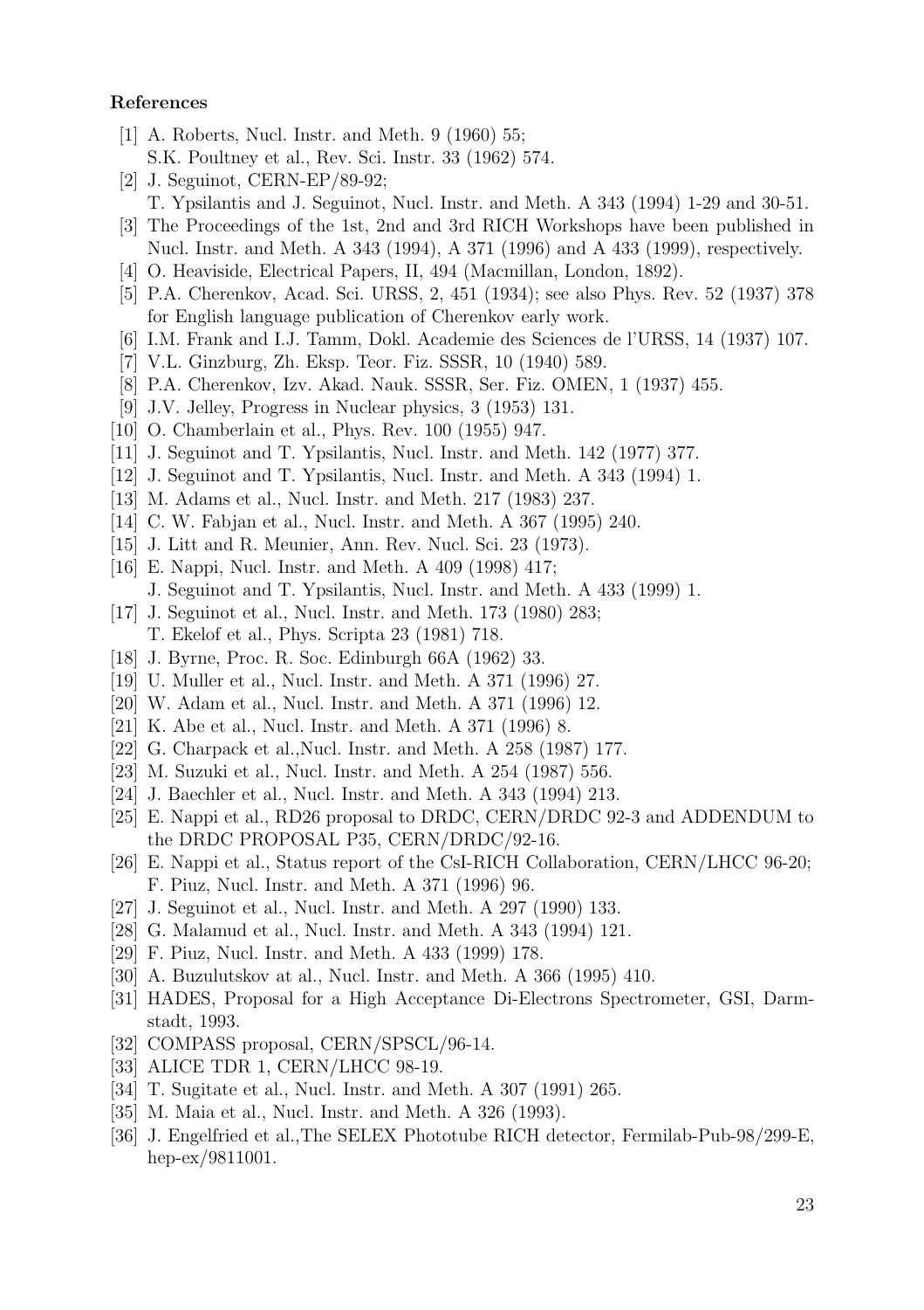## References

[1] A. Roberts, Nucl. Instr. and Meth. 9 (1960) 55;
S.K. Poultney et al., Rev. Sci. Instr. 33 (1962) 574.

[2] J. Seguinot, CERN-EP/89-92;
T. Ypsilantis and J. Seguinot, Nucl. Instr. and Meth. A 343 (1994) 1-29 and 30-51.

[3] The Proceedings of the 1st, 2nd and 3rd RICH Workshops have been published in Nucl. Instr. and Meth. A 343 (1994), A 371 (1996) and A 433 (1999), respectively.

[4] O. Heaviside, Electrical Papers, II, 494 (Macmillan, London, 1892).

[5] P.A. Cherenkov, Acad. Sci. URSS, 2, 451 (1934); see also Phys. Rev. 52 (1937) 378 for English language publication of Cherenkov early work.

[6] I.M. Frank and I.J. Tamm, Dokl. Academie des Sciences de l'URSS, 14 (1937) 107.

[7] V.L. Ginzburg, Zh. Eksp. Teor. Fiz. SSSR, 10 (1940) 589.

[8] P.A. Cherenkov, Izv. Akad. Nauk. SSSR, Ser. Fiz. OMEN, 1 (1937) 455.

[9] J.V. Jelley, Progress in Nuclear physics, 3 (1953) 131.

[10] O. Chamberlain et al., Phys. Rev. 100 (1955) 947.

[11] J. Seguinot and T. Ypsilantis, Nucl. Instr. and Meth. 142 (1977) 377.

[12] J. Seguinot and T. Ypsilantis, Nucl. Instr. and Meth. A 343 (1994) 1.

[13] M. Adams et al., Nucl. Instr. and Meth. 217 (1983) 237.

[14] C. W. Fabjan et al., Nucl. Instr. and Meth. A 367 (1995) 240.

[15] J. Litt and R. Meunier, Ann. Rev. Nucl. Sci. 23 (1973).

[16] E. Nappi, Nucl. Instr. and Meth. A 409 (1998) 417;
J. Seguinot and T. Ypsilantis, Nucl. Instr. and Meth. A 433 (1999) 1.

[17] J. Seguinot et al., Nucl. Instr. and Meth. 173 (1980) 283;
T. Ekelof et al., Phys. Scripta 23 (1981) 718.

[18] J. Byrne, Proc. R. Soc. Edinburgh 66A (1962) 33.

[19] U. Muller et al., Nucl. Instr. and Meth. A 371 (1996) 27.

[20] W. Adam et al., Nucl. Instr. and Meth. A 371 (1996) 12.

[21] K. Abe et al., Nucl. Instr. and Meth. A 371 (1996) 8.

[22] G. Charpack et al.,Nucl. Instr. and Meth. A 258 (1987) 177.

[23] M. Suzuki et al., Nucl. Instr. and Meth. A 254 (1987) 556.

[24] J. Baechler et al., Nucl. Instr. and Meth. A 343 (1994) 213.

[25] E. Nappi et al., RD26 proposal to DRDC, CERN/DRDC 92-3 and ADDENDUM to the DRDC PROPOSAL P35, CERN/DRDC/92-16.

[26] E. Nappi et al., Status report of the CsI-RICH Collaboration, CERN/LHCC 96-20;
F. Piuz, Nucl. Instr. and Meth. A 371 (1996) 96.

[27] J. Seguinot et al., Nucl. Instr. and Meth. A 297 (1990) 133.

[28] G. Malamud et al., Nucl. Instr. and Meth. A 343 (1994) 121.

[29] F. Piuz, Nucl. Instr. and Meth. A 433 (1999) 178.

[30] A. Buzulutskov at al., Nucl. Instr. and Meth. A 366 (1995) 410.

[31] HADES, Proposal for a High Acceptance Di-Electrons Spectrometer, GSI, Darmstadt, 1993.

[32] COMPASS proposal, CERN/SPSCL/96-14.

[33] ALICE TDR 1, CERN/LHCC 98-19.

[34] T. Sugitate et al., Nucl. Instr. and Meth. A 307 (1991) 265.

[35] M. Maia et al., Nucl. Instr. and Meth. A 326 (1993).

[36] J. Engelfried et al.,The SELEX Phototube RICH detector, Fermilab-Pub-98/299-E, hep-ex/9811001.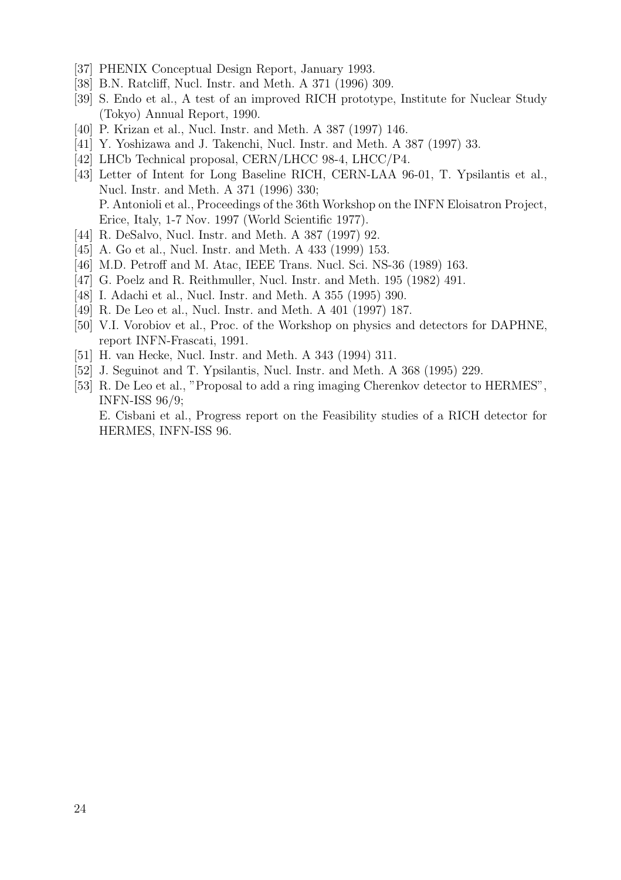[37] PHENIX Conceptual Design Report, January 1993.

[38] B.N. Ratcliff, Nucl. Instr. and Meth. A 371 (1996) 309.

[39] S. Endo et al., A test of an improved RICH prototype, Institute for Nuclear Study (Tokyo) Annual Report, 1990.

[40] P. Krizan et al., Nucl. Instr. and Meth. A 387 (1997) 146.

[41] Y. Yoshizawa and J. Takenchi, Nucl. Instr. and Meth. A 387 (1997) 33.

[42] LHCb Technical proposal, CERN/LHCC 98-4, LHCC/P4.

[43] Letter of Intent for Long Baseline RICH, CERN-LAA 96-01, T. Ypsilantis et al., Nucl. Instr. and Meth. A 371 (1996) 330;
P. Antonioli et al., Proceedings of the 36th Workshop on the INFN Eloisatron Project, Erice, Italy, 1-7 Nov. 1997 (World Scientific 1977).

[44] R. DeSalvo, Nucl. Instr. and Meth. A 387 (1997) 92.

[45] A. Go et al., Nucl. Instr. and Meth. A 433 (1999) 153.

[46] M.D. Petroff and M. Atac, IEEE Trans. Nucl. Sci. NS-36 (1989) 163.

[47] G. Poelz and R. Reithmuller, Nucl. Instr. and Meth. 195 (1982) 491.

[48] I. Adachi et al., Nucl. Instr. and Meth. A 355 (1995) 390.

[49] R. De Leo et al., Nucl. Instr. and Meth. A 401 (1997) 187.

[50] V.I. Vorobiov et al., Proc. of the Workshop on physics and detectors for DAPHNE, report INFN-Frascati, 1991.

[51] H. van Hecke, Nucl. Instr. and Meth. A 343 (1994) 311.

[52] J. Seguinot and T. Ypsilantis, Nucl. Instr. and Meth. A 368 (1995) 229.

[53] R. De Leo et al., "Proposal to add a ring imaging Cherenkov detector to HERMES", INFN-ISS 96/9;
E. Cisbani et al., Progress report on the Feasibility studies of a RICH detector for HERMES, INFN-ISS 96.